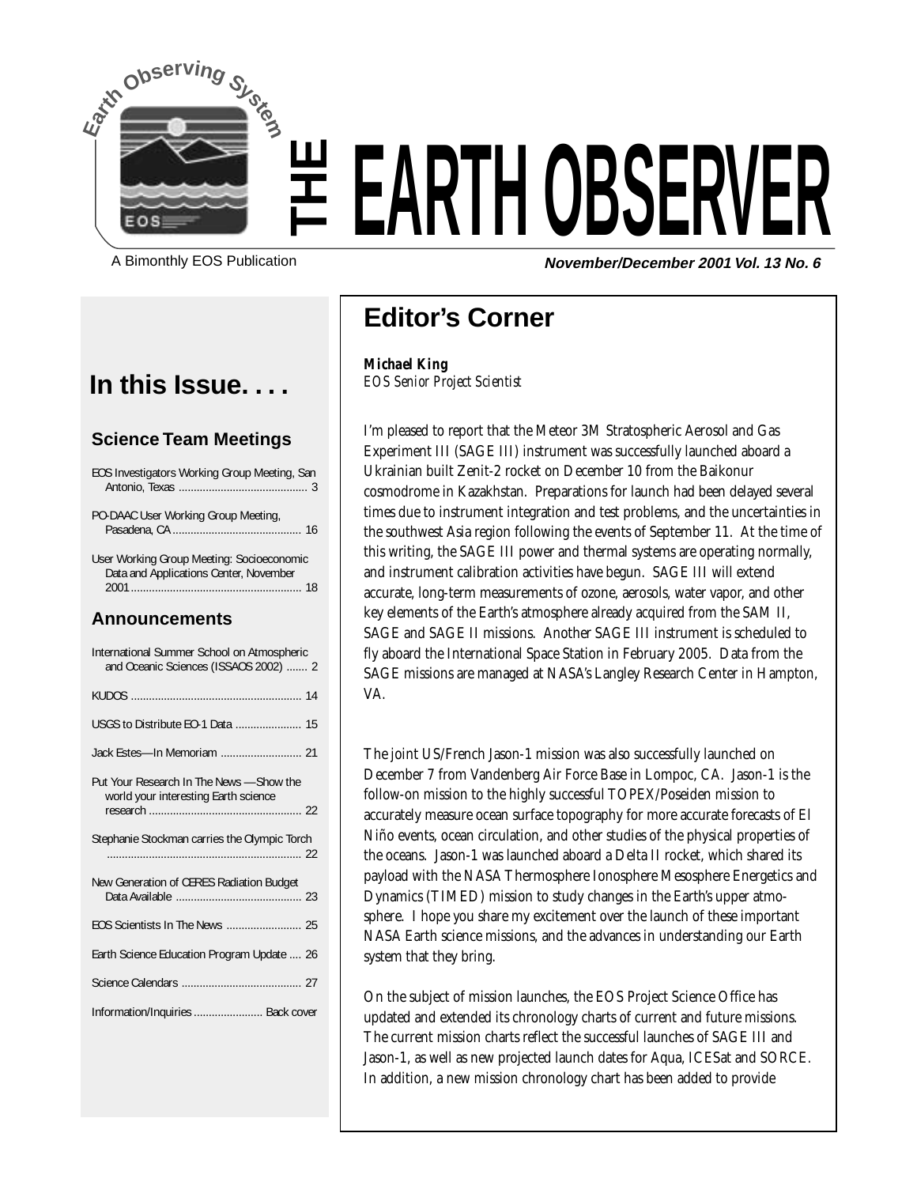# THE EARTH OBSERVER

A Bimonthly EOS Publication

**November/December 2001 Vol. 13 No. 6**

## In this Issue. . . .

### Science Team Meetings

EOS Investigators Working Group Meeting, San Antonio, Texas .......................................... 3

PO-DAAC User Working Group Meeting, Pasadena, CA .......................................... 16

User Working Group Meeting: Socioeconomic Data and Applications Center, November 2001 .......................................................... 18

### Announcements

International Summer School on Atmospheric and Oceanic Sciences (ISSAOS 2002) ....... 2

KUDOS .......................................................... 14

USGS to Distribute EO-1 Data ...................... 15

Jack Estes—In Memoriam ........................... 21

Put Your Research In The News —Show the world your interesting Earth science research .................................................... 22

Stephanie Stockman carries the Olympic Torch ................................................................. 22

New Generation of CERES Radiation Budget Data Available .......................................... 23

EOS Scientists In The News ......................... 25

Earth Science Education Program Update .... 26

Science Calendars ........................................ 27

Information/Inquiries ....................... Back cover

## Editor's Corner

***Michael King***
*EOS Senior Project Scientist*

I'm pleased to report that the Meteor 3M Stratospheric Aerosol and Gas Experiment III (SAGE III) instrument was successfully launched aboard a Ukrainian built Zenit-2 rocket on December 10 from the Baikonur cosmodrome in Kazakhstan. Preparations for launch had been delayed several times due to instrument integration and test problems, and the uncertainties in the southwest Asia region following the events of September 11. At the time of this writing, the SAGE III power and thermal systems are operating normally, and instrument calibration activities have begun. SAGE III will extend accurate, long-term measurements of ozone, aerosols, water vapor, and other key elements of the Earth's atmosphere already acquired from the SAM II, SAGE and SAGE II missions. Another SAGE III instrument is scheduled to fly aboard the International Space Station in February 2005. Data from the SAGE missions are managed at NASA's Langley Research Center in Hampton, VA.

The joint US/French Jason-1 mission was also successfully launched on December 7 from Vandenberg Air Force Base in Lompoc, CA. Jason-1 is the follow-on mission to the highly successful TOPEX/Poseiden mission to accurately measure ocean surface topography for more accurate forecasts of El Niño events, ocean circulation, and other studies of the physical properties of the oceans. Jason-1 was launched aboard a Delta II rocket, which shared its payload with the NASA Thermosphere Ionosphere Mesosphere Energetics and Dynamics (TIMED) mission to study changes in the Earth's upper atmosphere. I hope you share my excitement over the launch of these important NASA Earth science missions, and the advances in understanding our Earth system that they bring.

On the subject of mission launches, the EOS Project Science Office has updated and extended its chronology charts of current and future missions. The current mission charts reflect the successful launches of SAGE III and Jason-1, as well as new projected launch dates for Aqua, ICESat and SORCE. In addition, a new mission chronology chart has been added to provide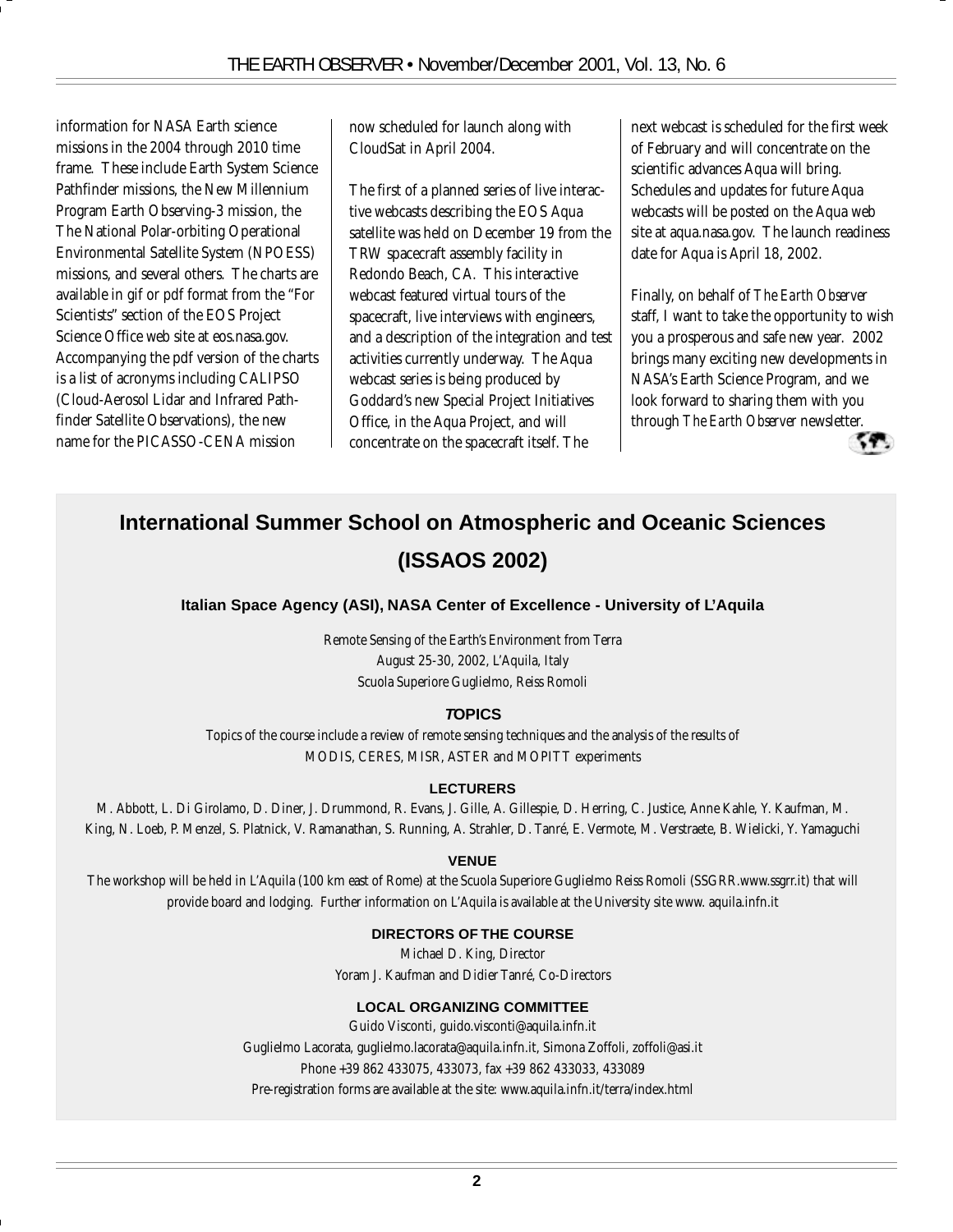information for NASA Earth science missions in the 2004 through 2010 time frame. These include Earth System Science Pathfinder missions, the New Millennium Program Earth Observing-3 mission, the The National Polar-orbiting Operational Environmental Satellite System (NPOESS) missions, and several others. The charts are available in gif or pdf format from the "For Scientists" section of the EOS Project Science Office web site at eos.nasa.gov. Accompanying the pdf version of the charts is a list of acronyms including CALIPSO (Cloud-Aerosol Lidar and Infrared Pathfinder Satellite Observations), the new name for the PICASSO-CENA mission now scheduled for launch along with CloudSat in April 2004.

The first of a planned series of live interactive webcasts describing the EOS Aqua satellite was held on December 19 from the TRW spacecraft assembly facility in Redondo Beach, CA. This interactive webcast featured virtual tours of the spacecraft, live interviews with engineers, and a description of the integration and test activities currently underway. The Aqua webcast series is being produced by Goddard's new Special Project Initiatives Office, in the Aqua Project, and will concentrate on the spacecraft itself. The next webcast is scheduled for the first week of February and will concentrate on the scientific advances Aqua will bring. Schedules and updates for future Aqua webcasts will be posted on the Aqua web site at aqua.nasa.gov. The launch readiness date for Aqua is April 18, 2002.

Finally, on behalf of *The Earth Observer* staff, I want to take the opportunity to wish you a prosperous and safe new year. 2002 brings many exciting new developments in NASA's Earth Science Program, and we look forward to sharing them with you through *The Earth Observer* newsletter.

## International Summer School on Atmospheric and Oceanic Sciences (ISSAOS 2002)

**Italian Space Agency (ASI), NASA Center of Excellence - University of L'Aquila**

Remote Sensing of the Earth's Environment from Terra
August 25-30, 2002, L'Aquila, Italy
Scuola Superiore Guglielmo, Reiss Romoli

**TOPICS**

Topics of the course include a review of remote sensing techniques and the analysis of the results of MODIS, CERES, MISR, ASTER and MOPITT experiments

**LECTURERS**

M. Abbott, L. Di Girolamo, D. Diner, J. Drummond, R. Evans, J. Gille, A. Gillespie, D. Herring, C. Justice, Anne Kahle, Y. Kaufman, M. King, N. Loeb, P. Menzel, S. Platnick, V. Ramanathan, S. Running, A. Strahler, D. Tanré, E. Vermote, M. Verstraete, B. Wielicki, Y. Yamaguchi

**VENUE**

The workshop will be held in L'Aquila (100 km east of Rome) at the Scuola Superiore Guglielmo Reiss Romoli (SSGRR.www.ssgrr.it) that will provide board and lodging. Further information on L'Aquila is available at the University site www. aquila.infn.it

**DIRECTORS OF THE COURSE**

Michael D. King, Director
Yoram J. Kaufman and Didier Tanré, Co-Directors

**LOCAL ORGANIZING COMMITTEE**

Guido Visconti, guido.visconti@aquila.infn.it
Guglielmo Lacorata, guglielmo.lacorata@aquila.infn.it, Simona Zoffoli, zoffoli@asi.it
Phone +39 862 433075, 433073, fax +39 862 433033, 433089
Pre-registration forms are available at the site: www.aquila.infn.it/terra/index.html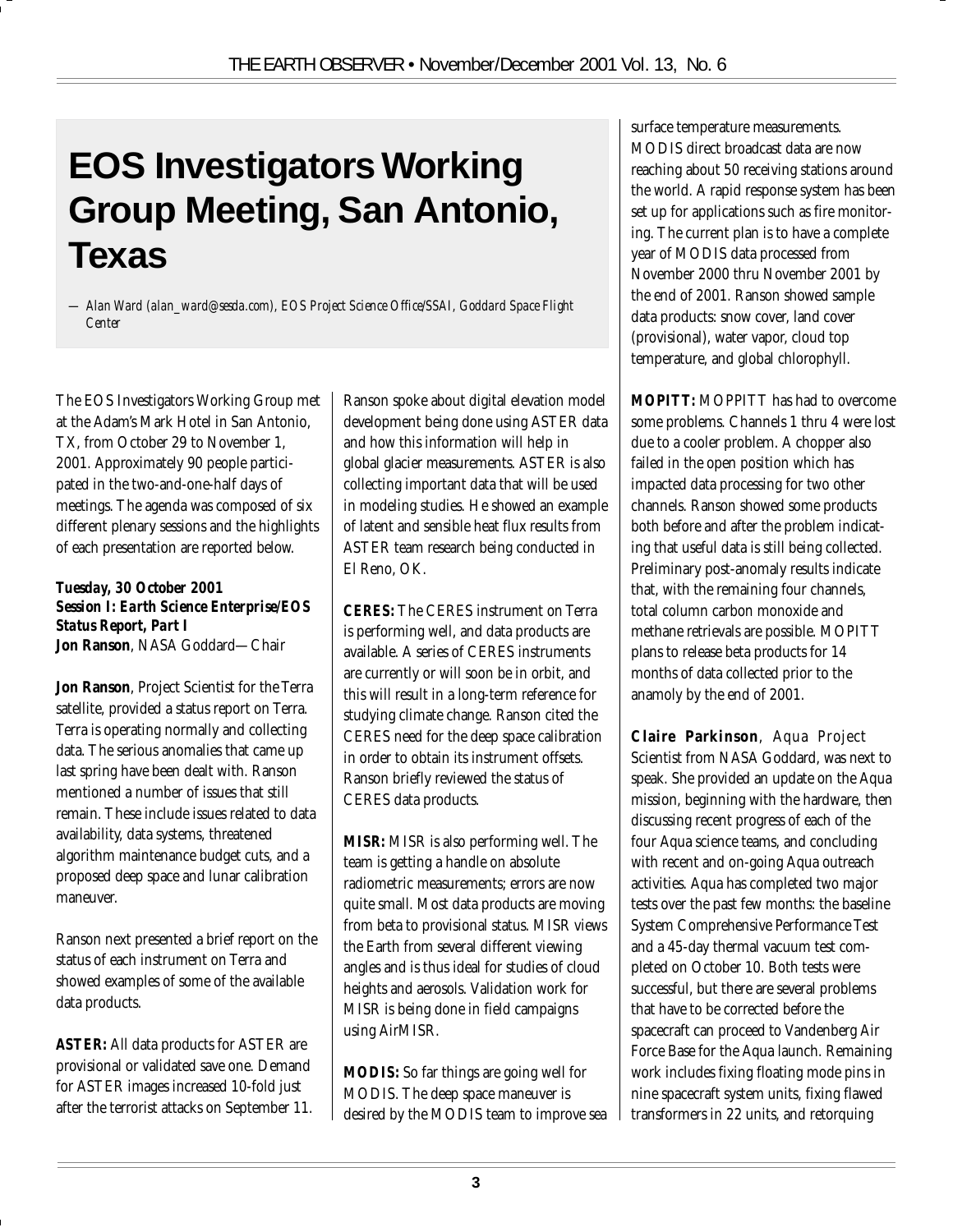# EOS Investigators Working Group Meeting, San Antonio, Texas

*— Alan Ward (alan_ward@sesda.com), EOS Project Science Office/SSAI, Goddard Space Flight Center*

The EOS Investigators Working Group met at the Adam's Mark Hotel in San Antonio, TX, from October 29 to November 1, 2001. Approximately 90 people participated in the two-and-one-half days of meetings. The agenda was composed of six different plenary sessions and the highlights of each presentation are reported below.

***Tuesday, 30 October 2001***
***Session I: Earth Science Enterprise/EOS Status Report, Part I***
**Jon Ranson**, NASA Goddard—Chair

**Jon Ranson**, Project Scientist for the Terra satellite, provided a status report on Terra. Terra is operating normally and collecting data. The serious anomalies that came up last spring have been dealt with. Ranson mentioned a number of issues that still remain. These include issues related to data availability, data systems, threatened algorithm maintenance budget cuts, and a proposed deep space and lunar calibration maneuver.

Ranson next presented a brief report on the status of each instrument on Terra and showed examples of some of the available data products.

***ASTER:*** All data products for ASTER are provisional or validated save one. Demand for ASTER images increased 10-fold just after the terrorist attacks on September 11. Ranson spoke about digital elevation model development being done using ASTER data and how this information will help in global glacier measurements. ASTER is also collecting important data that will be used in modeling studies. He showed an example of latent and sensible heat flux results from ASTER team research being conducted in El Reno, OK.

***CERES:*** The CERES instrument on Terra is performing well, and data products are available. A series of CERES instruments are currently or will soon be in orbit, and this will result in a long-term reference for studying climate change. Ranson cited the CERES need for the deep space calibration in order to obtain its instrument offsets. Ranson briefly reviewed the status of CERES data products.

***MISR:*** MISR is also performing well. The team is getting a handle on absolute radiometric measurements; errors are now quite small. Most data products are moving from beta to provisional status. MISR views the Earth from several different viewing angles and is thus ideal for studies of cloud heights and aerosols. Validation work for MISR is being done in field campaigns using AirMISR.

***MODIS:*** So far things are going well for MODIS. The deep space maneuver is desired by the MODIS team to improve sea surface temperature measurements. MODIS direct broadcast data are now reaching about 50 receiving stations around the world. A rapid response system has been set up for applications such as fire monitoring. The current plan is to have a complete year of MODIS data processed from November 2000 thru November 2001 by the end of 2001. Ranson showed sample data products: snow cover, land cover (provisional), water vapor, cloud top temperature, and global chlorophyll.

***MOPITT:*** MOPPITT has had to overcome some problems. Channels 1 thru 4 were lost due to a cooler problem. A chopper also failed in the open position which has impacted data processing for two other channels. Ranson showed some products both before and after the problem indicating that useful data is still being collected. Preliminary post-anomaly results indicate that, with the remaining four channels, total column carbon monoxide and methane retrievals are possible. MOPITT plans to release beta products for 14 months of data collected prior to the anamoly by the end of 2001.

**Claire Parkinson**, Aqua Project Scientist from NASA Goddard, was next to speak. She provided an update on the Aqua mission, beginning with the hardware, then discussing recent progress of each of the four Aqua science teams, and concluding with recent and on-going Aqua outreach activities. Aqua has completed two major tests over the past few months: the baseline System Comprehensive Performance Test and a 45-day thermal vacuum test completed on October 10. Both tests were successful, but there are several problems that have to be corrected before the spacecraft can proceed to Vandenberg Air Force Base for the Aqua launch. Remaining work includes fixing floating mode pins in nine spacecraft system units, fixing flawed transformers in 22 units, and retorquing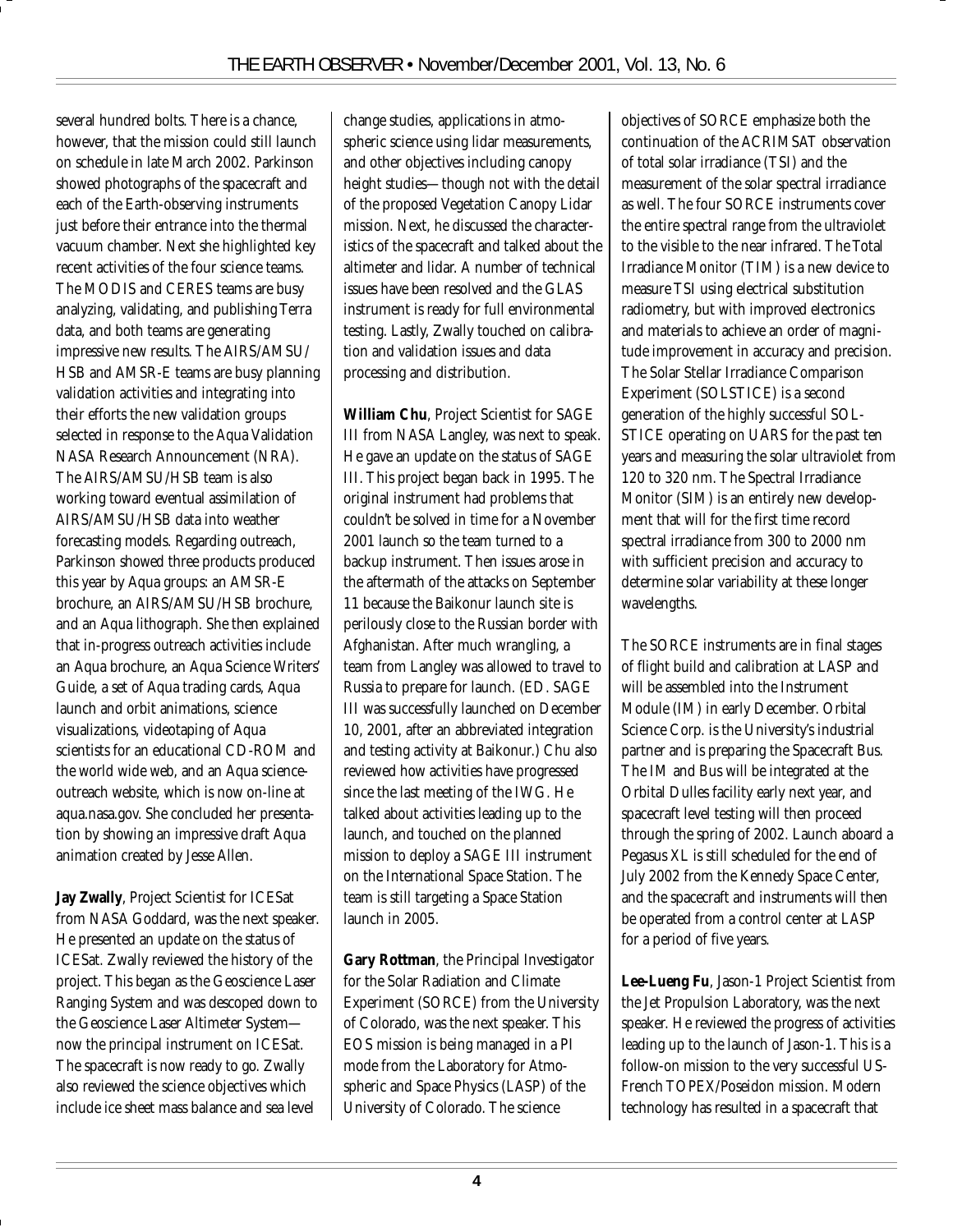several hundred bolts. There is a chance, however, that the mission could still launch on schedule in late March 2002. Parkinson showed photographs of the spacecraft and each of the Earth-observing instruments just before their entrance into the thermal vacuum chamber. Next she highlighted key recent activities of the four science teams. The MODIS and CERES teams are busy analyzing, validating, and publishing Terra data, and both teams are generating impressive new results. The AIRS/AMSU/HSB and AMSR-E teams are busy planning validation activities and integrating into their efforts the new validation groups selected in response to the Aqua Validation NASA Research Announcement (NRA). The AIRS/AMSU/HSB team is also working toward eventual assimilation of AIRS/AMSU/HSB data into weather forecasting models. Regarding outreach, Parkinson showed three products produced this year by Aqua groups: an AMSR-E brochure, an AIRS/AMSU/HSB brochure, and an Aqua lithograph. She then explained that in-progress outreach activities include an Aqua brochure, an Aqua Science Writers' Guide, a set of Aqua trading cards, Aqua launch and orbit animations, science visualizations, videotaping of Aqua scientists for an educational CD-ROM and the world wide web, and an Aqua science-outreach website, which is now on-line at aqua.nasa.gov. She concluded her presentation by showing an impressive draft Aqua animation created by Jesse Allen.

**Jay Zwally**, Project Scientist for ICESat from NASA Goddard, was the next speaker. He presented an update on the status of ICESat. Zwally reviewed the history of the project. This began as the Geoscience Laser Ranging System and was descoped down to the Geoscience Laser Altimeter System—now the principal instrument on ICESat. The spacecraft is now ready to go. Zwally also reviewed the science objectives which include ice sheet mass balance and sea level change studies, applications in atmospheric science using lidar measurements, and other objectives including canopy height studies—though not with the detail of the proposed Vegetation Canopy Lidar mission. Next, he discussed the characteristics of the spacecraft and talked about the altimeter and lidar. A number of technical issues have been resolved and the GLAS instrument is ready for full environmental testing. Lastly, Zwally touched on calibration and validation issues and data processing and distribution.

**William Chu**, Project Scientist for SAGE III from NASA Langley, was next to speak. He gave an update on the status of SAGE III. This project began back in 1995. The original instrument had problems that couldn't be solved in time for a November 2001 launch so the team turned to a backup instrument. Then issues arose in the aftermath of the attacks on September 11 because the Baikonur launch site is perilously close to the Russian border with Afghanistan. After much wrangling, a team from Langley was allowed to travel to Russia to prepare for launch. (ED. SAGE III was successfully launched on December 10, 2001, after an abbreviated integration and testing activity at Baikonur.) Chu also reviewed how activities have progressed since the last meeting of the IWG. He talked about activities leading up to the launch, and touched on the planned mission to deploy a SAGE III instrument on the International Space Station. The team is still targeting a Space Station launch in 2005.

**Gary Rottman**, the Principal Investigator for the Solar Radiation and Climate Experiment (SORCE) from the University of Colorado, was the next speaker. This EOS mission is being managed in a PI mode from the Laboratory for Atmospheric and Space Physics (LASP) of the University of Colorado. The science objectives of SORCE emphasize both the continuation of the ACRIMSAT observation of total solar irradiance (TSI) and the measurement of the solar spectral irradiance as well. The four SORCE instruments cover the entire spectral range from the ultraviolet to the visible to the near infrared. The Total Irradiance Monitor (TIM) is a new device to measure TSI using electrical substitution radiometry, but with improved electronics and materials to achieve an order of magnitude improvement in accuracy and precision. The Solar Stellar Irradiance Comparison Experiment (SOLSTICE) is a second generation of the highly successful SOLSTICE operating on UARS for the past ten years and measuring the solar ultraviolet from 120 to 320 nm. The Spectral Irradiance Monitor (SIM) is an entirely new development that will for the first time record spectral irradiance from 300 to 2000 nm with sufficient precision and accuracy to determine solar variability at these longer wavelengths.

The SORCE instruments are in final stages of flight build and calibration at LASP and will be assembled into the Instrument Module (IM) in early December. Orbital Science Corp. is the University's industrial partner and is preparing the Spacecraft Bus. The IM and Bus will be integrated at the Orbital Dulles facility early next year, and spacecraft level testing will then proceed through the spring of 2002. Launch aboard a Pegasus XL is still scheduled for the end of July 2002 from the Kennedy Space Center, and the spacecraft and instruments will then be operated from a control center at LASP for a period of five years.

**Lee-Lueng Fu**, Jason-1 Project Scientist from the Jet Propulsion Laboratory, was the next speaker. He reviewed the progress of activities leading up to the launch of Jason-1. This is a follow-on mission to the very successful US-French TOPEX/Poseidon mission. Modern technology has resulted in a spacecraft that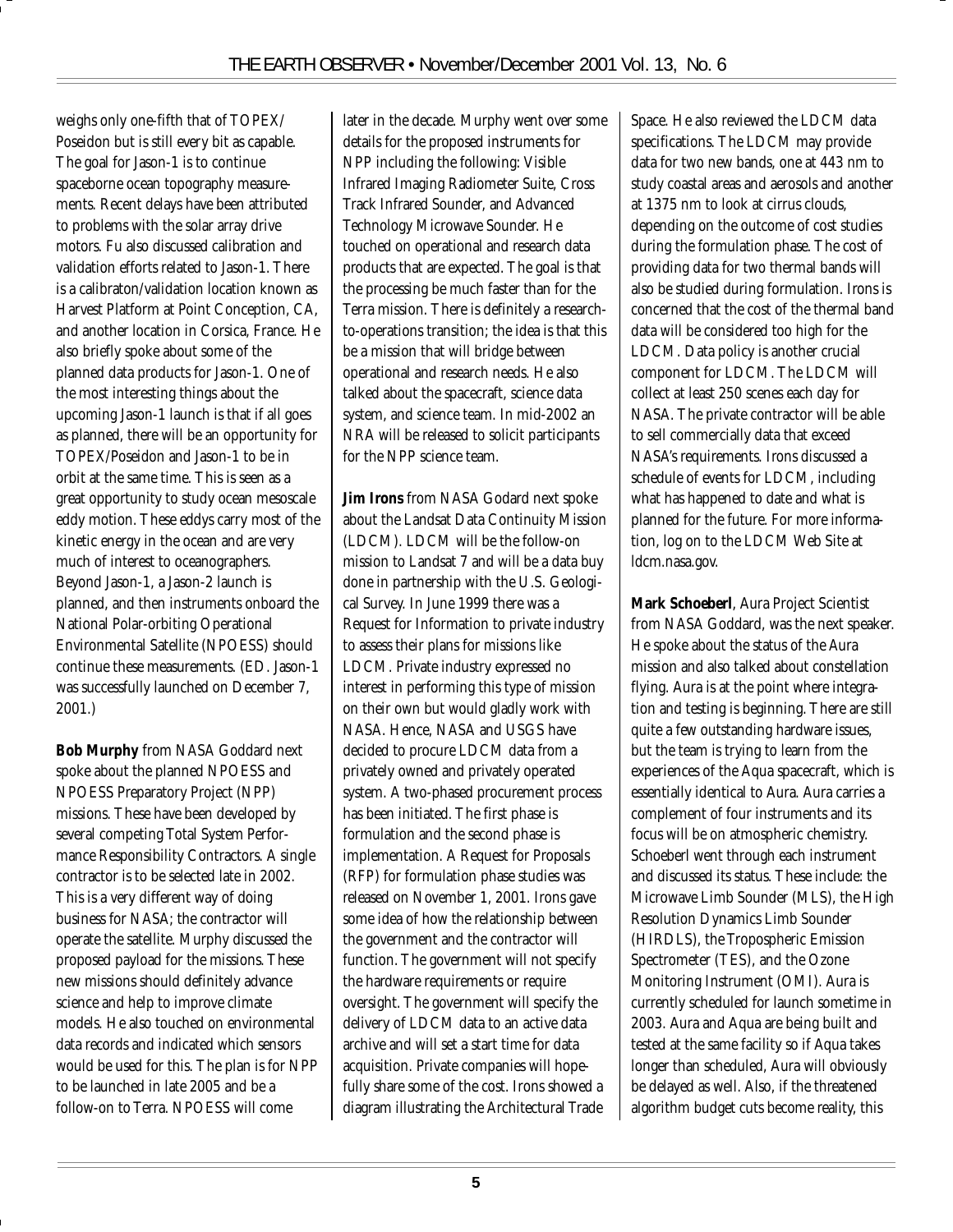weighs only one-fifth that of TOPEX/ Poseidon but is still every bit as capable. The goal for Jason-1 is to continue spaceborne ocean topography measurements. Recent delays have been attributed to problems with the solar array drive motors. Fu also discussed calibration and validation efforts related to Jason-1. There is a calibraton/validation location known as Harvest Platform at Point Conception, CA, and another location in Corsica, France. He also briefly spoke about some of the planned data products for Jason-1. One of the most interesting things about the upcoming Jason-1 launch is that if all goes as planned, there will be an opportunity for TOPEX/Poseidon and Jason-1 to be in orbit at the same time. This is seen as a great opportunity to study ocean mesoscale eddy motion. These eddys carry most of the kinetic energy in the ocean and are very much of interest to oceanographers. Beyond Jason-1, a Jason-2 launch is planned, and then instruments onboard the National Polar-orbiting Operational Environmental Satellite (NPOESS) should continue these measurements. (ED. Jason-1 was successfully launched on December 7, 2001.)

**Bob Murphy** from NASA Goddard next spoke about the planned NPOESS and NPOESS Preparatory Project (NPP) missions. These have been developed by several competing Total System Performance Responsibility Contractors. A single contractor is to be selected late in 2002. This is a very different way of doing business for NASA; the contractor will operate the satellite. Murphy discussed the proposed payload for the missions. These new missions should definitely advance science and help to improve climate models. He also touched on environmental data records and indicated which sensors would be used for this. The plan is for NPP to be launched in late 2005 and be a follow-on to Terra. NPOESS will come later in the decade. Murphy went over some details for the proposed instruments for NPP including the following: Visible Infrared Imaging Radiometer Suite, Cross Track Infrared Sounder, and Advanced Technology Microwave Sounder. He touched on operational and research data products that are expected. The goal is that the processing be much faster than for the Terra mission. There is definitely a research-to-operations transition; the idea is that this be a mission that will bridge between operational and research needs. He also talked about the spacecraft, science data system, and science team. In mid-2002 an NRA will be released to solicit participants for the NPP science team.

**Jim Irons** from NASA Godard next spoke about the Landsat Data Continuity Mission (LDCM). LDCM will be the follow-on mission to Landsat 7 and will be a data buy done in partnership with the U.S. Geological Survey. In June 1999 there was a Request for Information to private industry to assess their plans for missions like LDCM. Private industry expressed no interest in performing this type of mission on their own but would gladly work with NASA. Hence, NASA and USGS have decided to procure LDCM data from a privately owned and privately operated system. A two-phased procurement process has been initiated. The first phase is formulation and the second phase is implementation. A Request for Proposals (RFP) for formulation phase studies was released on November 1, 2001. Irons gave some idea of how the relationship between the government and the contractor will function. The government will not specify the hardware requirements or require oversight. The government will specify the delivery of LDCM data to an active data archive and will set a start time for data acquisition. Private companies will hopefully share some of the cost. Irons showed a diagram illustrating the Architectural Trade Space. He also reviewed the LDCM data specifications. The LDCM may provide data for two new bands, one at 443 nm to study coastal areas and aerosols and another at 1375 nm to look at cirrus clouds, depending on the outcome of cost studies during the formulation phase. The cost of providing data for two thermal bands will also be studied during formulation. Irons is concerned that the cost of the thermal band data will be considered too high for the LDCM. Data policy is another crucial component for LDCM. The LDCM will collect at least 250 scenes each day for NASA. The private contractor will be able to sell commercially data that exceed NASA's requirements. Irons discussed a schedule of events for LDCM, including what has happened to date and what is planned for the future. For more information, log on to the LDCM Web Site at ldcm.nasa.gov.

**Mark Schoeberl**, Aura Project Scientist from NASA Goddard, was the next speaker. He spoke about the status of the Aura mission and also talked about constellation flying. Aura is at the point where integration and testing is beginning. There are still quite a few outstanding hardware issues, but the team is trying to learn from the experiences of the Aqua spacecraft, which is essentially identical to Aura. Aura carries a complement of four instruments and its focus will be on atmospheric chemistry. Schoeberl went through each instrument and discussed its status. These include: the Microwave Limb Sounder (MLS), the High Resolution Dynamics Limb Sounder (HIRDLS), the Tropospheric Emission Spectrometer (TES), and the Ozone Monitoring Instrument (OMI). Aura is currently scheduled for launch sometime in 2003. Aura and Aqua are being built and tested at the same facility so if Aqua takes longer than scheduled, Aura will obviously be delayed as well. Also, if the threatened algorithm budget cuts become reality, this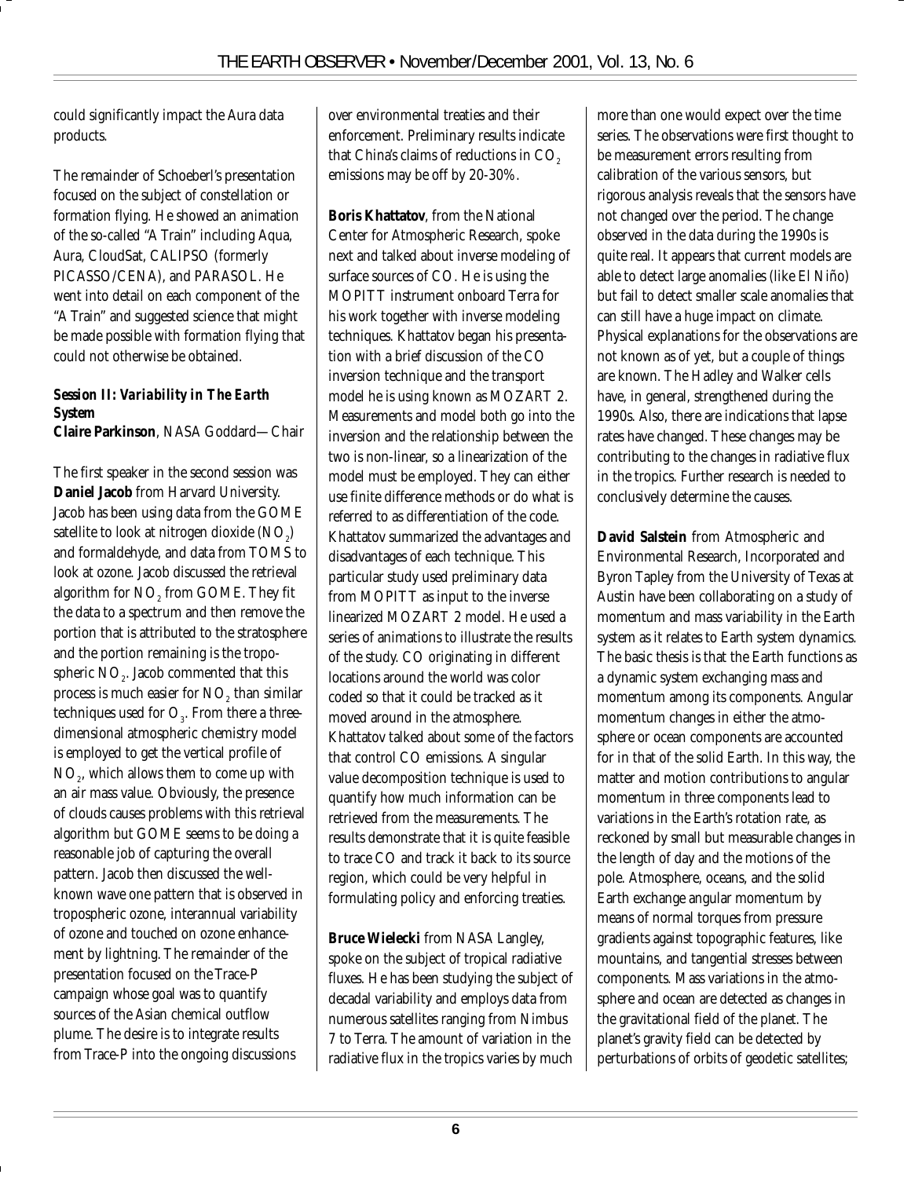could significantly impact the Aura data products.

The remainder of Schoeberl's presentation focused on the subject of constellation or formation flying. He showed an animation of the so-called "A Train" including Aqua, Aura, CloudSat, CALIPSO (formerly PICASSO/CENA), and PARASOL. He went into detail on each component of the "A Train" and suggested science that might be made possible with formation flying that could not otherwise be obtained.

### *Session II: Variability in The Earth System*

**Claire Parkinson**, NASA Goddard—Chair

The first speaker in the second session was **Daniel Jacob** from Harvard University. Jacob has been using data from the GOME satellite to look at nitrogen dioxide ($NO_2$) and formaldehyde, and data from TOMS to look at ozone. Jacob discussed the retrieval algorithm for $NO_2$ from GOME. They fit the data to a spectrum and then remove the portion that is attributed to the stratosphere and the portion remaining is the tropospheric $NO_2$. Jacob commented that this process is much easier for $NO_2$ than similar techniques used for $O_3$. From there a three-dimensional atmospheric chemistry model is employed to get the vertical profile of $NO_2$, which allows them to come up with an air mass value. Obviously, the presence of clouds causes problems with this retrieval algorithm but GOME seems to be doing a reasonable job of capturing the overall pattern. Jacob then discussed the well-known wave one pattern that is observed in tropospheric ozone, interannual variability of ozone and touched on ozone enhancement by lightning. The remainder of the presentation focused on the Trace-P campaign whose goal was to quantify sources of the Asian chemical outflow plume. The desire is to integrate results from Trace-P into the ongoing discussions over environmental treaties and their enforcement. Preliminary results indicate that China's claims of reductions in $CO_2$ emissions may be off by 20-30%.

**Boris Khattatov**, from the National Center for Atmospheric Research, spoke next and talked about inverse modeling of surface sources of CO. He is using the MOPITT instrument onboard Terra for his work together with inverse modeling techniques. Khattatov began his presentation with a brief discussion of the CO inversion technique and the transport model he is using known as MOZART 2. Measurements and model both go into the inversion and the relationship between the two is non-linear, so a linearization of the model must be employed. They can either use finite difference methods or do what is referred to as differentiation of the code. Khattatov summarized the advantages and disadvantages of each technique. This particular study used preliminary data from MOPITT as input to the inverse linearized MOZART 2 model. He used a series of animations to illustrate the results of the study. CO originating in different locations around the world was color coded so that it could be tracked as it moved around in the atmosphere. Khattatov talked about some of the factors that control CO emissions. A singular value decomposition technique is used to quantify how much information can be retrieved from the measurements. The results demonstrate that it is quite feasible to trace CO and track it back to its source region, which could be very helpful in formulating policy and enforcing treaties.

**Bruce Wielecki** from NASA Langley, spoke on the subject of tropical radiative fluxes. He has been studying the subject of decadal variability and employs data from numerous satellites ranging from Nimbus 7 to Terra. The amount of variation in the radiative flux in the tropics varies by much more than one would expect over the time series. The observations were first thought to be measurement errors resulting from calibration of the various sensors, but rigorous analysis reveals that the sensors have not changed over the period. The change observed in the data during the 1990s is quite real. It appears that current models are able to detect large anomalies (like El Niño) but fail to detect smaller scale anomalies that can still have a huge impact on climate. Physical explanations for the observations are not known as of yet, but a couple of things are known. The Hadley and Walker cells have, in general, strengthened during the 1990s. Also, there are indications that lapse rates have changed. These changes may be contributing to the changes in radiative flux in the tropics. Further research is needed to conclusively determine the causes.

**David Salstein** from Atmospheric and Environmental Research, Incorporated and Byron Tapley from the University of Texas at Austin have been collaborating on a study of momentum and mass variability in the Earth system as it relates to Earth system dynamics. The basic thesis is that the Earth functions as a dynamic system exchanging mass and momentum among its components. Angular momentum changes in either the atmosphere or ocean components are accounted for in that of the solid Earth. In this way, the matter and motion contributions to angular momentum in three components lead to variations in the Earth's rotation rate, as reckoned by small but measurable changes in the length of day and the motions of the pole. Atmosphere, oceans, and the solid Earth exchange angular momentum by means of normal torques from pressure gradients against topographic features, like mountains, and tangential stresses between components. Mass variations in the atmosphere and ocean are detected as changes in the gravitational field of the planet. The planet's gravity field can be detected by perturbations of orbits of geodetic satellites;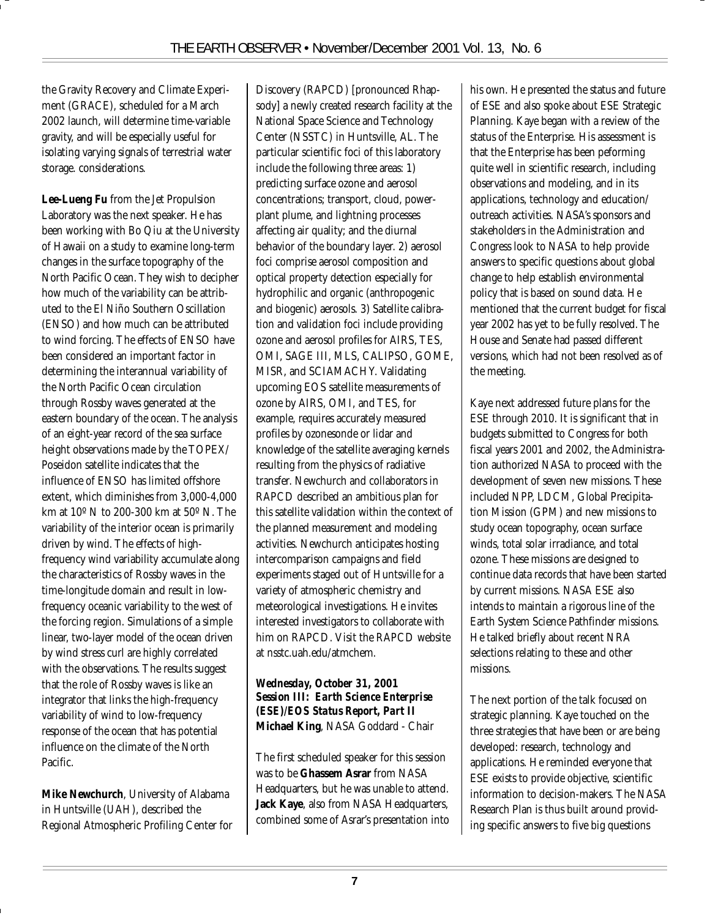the Gravity Recovery and Climate Experiment (GRACE), scheduled for a March 2002 launch, will determine time-variable gravity, and will be especially useful for isolating varying signals of terrestrial water storage. considerations.

**Lee-Lueng Fu** from the Jet Propulsion Laboratory was the next speaker. He has been working with Bo Qiu at the University of Hawaii on a study to examine long-term changes in the surface topography of the North Pacific Ocean. They wish to decipher how much of the variability can be attributed to the El Niño Southern Oscillation (ENSO) and how much can be attributed to wind forcing. The effects of ENSO have been considered an important factor in determining the interannual variability of the North Pacific Ocean circulation through Rossby waves generated at the eastern boundary of the ocean. The analysis of an eight-year record of the sea surface height observations made by the TOPEX/Poseidon satellite indicates that the influence of ENSO has limited offshore extent, which diminishes from 3,000-4,000 km at 10º N to 200-300 km at 50º N. The variability of the interior ocean is primarily driven by wind. The effects of high-frequency wind variability accumulate along the characteristics of Rossby waves in the time-longitude domain and result in low-frequency oceanic variability to the west of the forcing region. Simulations of a simple linear, two-layer model of the ocean driven by wind stress curl are highly correlated with the observations. The results suggest that the role of Rossby waves is like an integrator that links the high-frequency variability of wind to low-frequency response of the ocean that has potential influence on the climate of the North Pacific.

**Mike Newchurch**, University of Alabama in Huntsville (UAH), described the Regional Atmospheric Profiling Center for Discovery (RAPCD) [pronounced Rhapsody] a newly created research facility at the National Space Science and Technology Center (NSSTC) in Huntsville, AL. The particular scientific foci of this laboratory include the following three areas: 1) predicting surface ozone and aerosol concentrations; transport, cloud, power-plant plume, and lightning processes affecting air quality; and the diurnal behavior of the boundary layer. 2) aerosol foci comprise aerosol composition and optical property detection especially for hydrophilic and organic (anthropogenic and biogenic) aerosols. 3) Satellite calibration and validation foci include providing ozone and aerosol profiles for AIRS, TES, OMI, SAGE III, MLS, CALIPSO, GOME, MISR, and SCIAMACHY. Validating upcoming EOS satellite measurements of ozone by AIRS, OMI, and TES, for example, requires accurately measured profiles by ozonesonde or lidar and knowledge of the satellite averaging kernels resulting from the physics of radiative transfer. Newchurch and collaborators in RAPCD described an ambitious plan for this satellite validation within the context of the planned measurement and modeling activities. Newchurch anticipates hosting intercomparison campaigns and field experiments staged out of Huntsville for a variety of atmospheric chemistry and meteorological investigations. He invites interested investigators to collaborate with him on RAPCD. Visit the RAPCD website at nsstc.uah.edu/atmchem.

***Wednesday, October 31, 2001***
***Session III: Earth Science Enterprise (ESE)/EOS Status Report, Part II***
**Michael King**, NASA Goddard - Chair

The first scheduled speaker for this session was to be **Ghassem Asrar** from NASA Headquarters, but he was unable to attend. **Jack Kaye**, also from NASA Headquarters, combined some of Asrar's presentation into his own. He presented the status and future of ESE and also spoke about ESE Strategic Planning. Kaye began with a review of the status of the Enterprise. His assessment is that the Enterprise has been peforming quite well in scientific research, including observations and modeling, and in its applications, technology and education/outreach activities. NASA's sponsors and stakeholders in the Administration and Congress look to NASA to help provide answers to specific questions about global change to help establish environmental policy that is based on sound data. He mentioned that the current budget for fiscal year 2002 has yet to be fully resolved. The House and Senate had passed different versions, which had not been resolved as of the meeting.

Kaye next addressed future plans for the ESE through 2010. It is significant that in budgets submitted to Congress for both fiscal years 2001 and 2002, the Administration authorized NASA to proceed with the development of seven new missions. These included NPP, LDCM, Global Precipitation Mission (GPM) and new missions to study ocean topography, ocean surface winds, total solar irradiance, and total ozone. These missions are designed to continue data records that have been started by current missions. NASA ESE also intends to maintain a rigorous line of the Earth System Science Pathfinder missions. He talked briefly about recent NRA selections relating to these and other missions.

The next portion of the talk focused on strategic planning. Kaye touched on the three strategies that have been or are being developed: research, technology and applications. He reminded everyone that ESE exists to provide objective, scientific information to decision-makers. The NASA Research Plan is thus built around providing specific answers to five big questions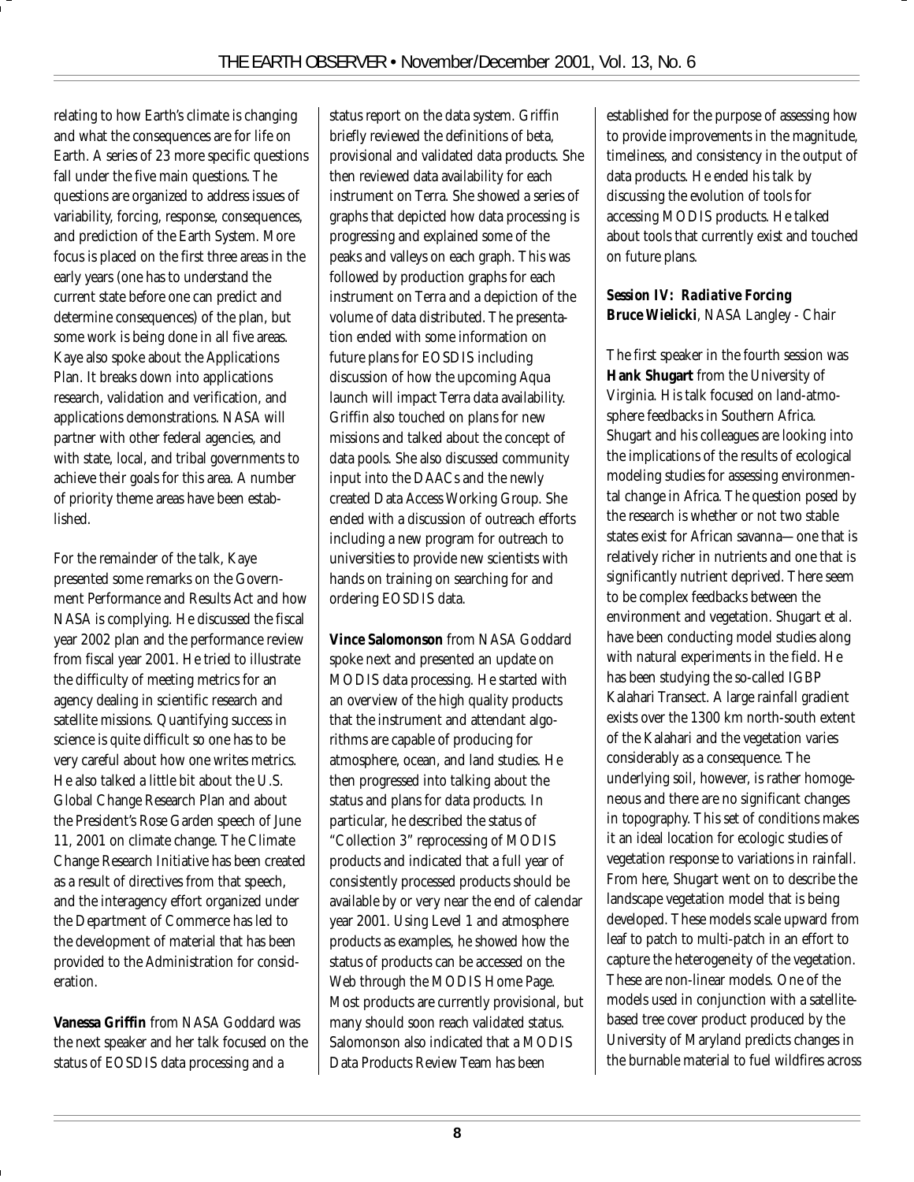relating to how Earth's climate is changing and what the consequences are for life on Earth. A series of 23 more specific questions fall under the five main questions. The questions are organized to address issues of variability, forcing, response, consequences, and prediction of the Earth System. More focus is placed on the first three areas in the early years (one has to understand the current state before one can predict and determine consequences) of the plan, but some work is being done in all five areas. Kaye also spoke about the Applications Plan. It breaks down into applications research, validation and verification, and applications demonstrations. NASA will partner with other federal agencies, and with state, local, and tribal governments to achieve their goals for this area. A number of priority theme areas have been established.

For the remainder of the talk, Kaye presented some remarks on the Government Performance and Results Act and how NASA is complying. He discussed the fiscal year 2002 plan and the performance review from fiscal year 2001. He tried to illustrate the difficulty of meeting metrics for an agency dealing in scientific research and satellite missions. Quantifying success in science is quite difficult so one has to be very careful about how one writes metrics. He also talked a little bit about the U.S. Global Change Research Plan and about the President's Rose Garden speech of June 11, 2001 on climate change. The Climate Change Research Initiative has been created as a result of directives from that speech, and the interagency effort organized under the Department of Commerce has led to the development of material that has been provided to the Administration for consideration.

**Vanessa Griffin** from NASA Goddard was the next speaker and her talk focused on the status of EOSDIS data processing and a status report on the data system. Griffin briefly reviewed the definitions of beta, provisional and validated data products. She then reviewed data availability for each instrument on Terra. She showed a series of graphs that depicted how data processing is progressing and explained some of the peaks and valleys on each graph. This was followed by production graphs for each instrument on Terra and a depiction of the volume of data distributed. The presentation ended with some information on future plans for EOSDIS including discussion of how the upcoming Aqua launch will impact Terra data availability. Griffin also touched on plans for new missions and talked about the concept of data pools. She also discussed community input into the DAACs and the newly created Data Access Working Group. She ended with a discussion of outreach efforts including a new program for outreach to universities to provide new scientists with hands on training on searching for and ordering EOSDIS data.

**Vince Salomonson** from NASA Goddard spoke next and presented an update on MODIS data processing. He started with an overview of the high quality products that the instrument and attendant algorithms are capable of producing for atmosphere, ocean, and land studies. He then progressed into talking about the status and plans for data products. In particular, he described the status of "Collection 3" reprocessing of MODIS products and indicated that a full year of consistently processed products should be available by or very near the end of calendar year 2001. Using Level 1 and atmosphere products as examples, he showed how the status of products can be accessed on the Web through the MODIS Home Page. Most products are currently provisional, but many should soon reach validated status. Salomonson also indicated that a MODIS Data Products Review Team has been established for the purpose of assessing how to provide improvements in the magnitude, timeliness, and consistency in the output of data products. He ended his talk by discussing the evolution of tools for accessing MODIS products. He talked about tools that currently exist and touched on future plans.

***Session IV: Radiative Forcing***
**Bruce Wielicki**, NASA Langley - Chair

The first speaker in the fourth session was **Hank Shugart** from the University of Virginia. His talk focused on land-atmosphere feedbacks in Southern Africa. Shugart and his colleagues are looking into the implications of the results of ecological modeling studies for assessing environmental change in Africa. The question posed by the research is whether or not two stable states exist for African savanna—one that is relatively richer in nutrients and one that is significantly nutrient deprived. There seem to be complex feedbacks between the environment and vegetation. Shugart et al. have been conducting model studies along with natural experiments in the field. He has been studying the so-called IGBP Kalahari Transect. A large rainfall gradient exists over the 1300 km north-south extent of the Kalahari and the vegetation varies considerably as a consequence. The underlying soil, however, is rather homogeneous and there are no significant changes in topography. This set of conditions makes it an ideal location for ecologic studies of vegetation response to variations in rainfall. From here, Shugart went on to describe the landscape vegetation model that is being developed. These models scale upward from leaf to patch to multi-patch in an effort to capture the heterogeneity of the vegetation. These are non-linear models. One of the models used in conjunction with a satellite-based tree cover product produced by the University of Maryland predicts changes in the burnable material to fuel wildfires across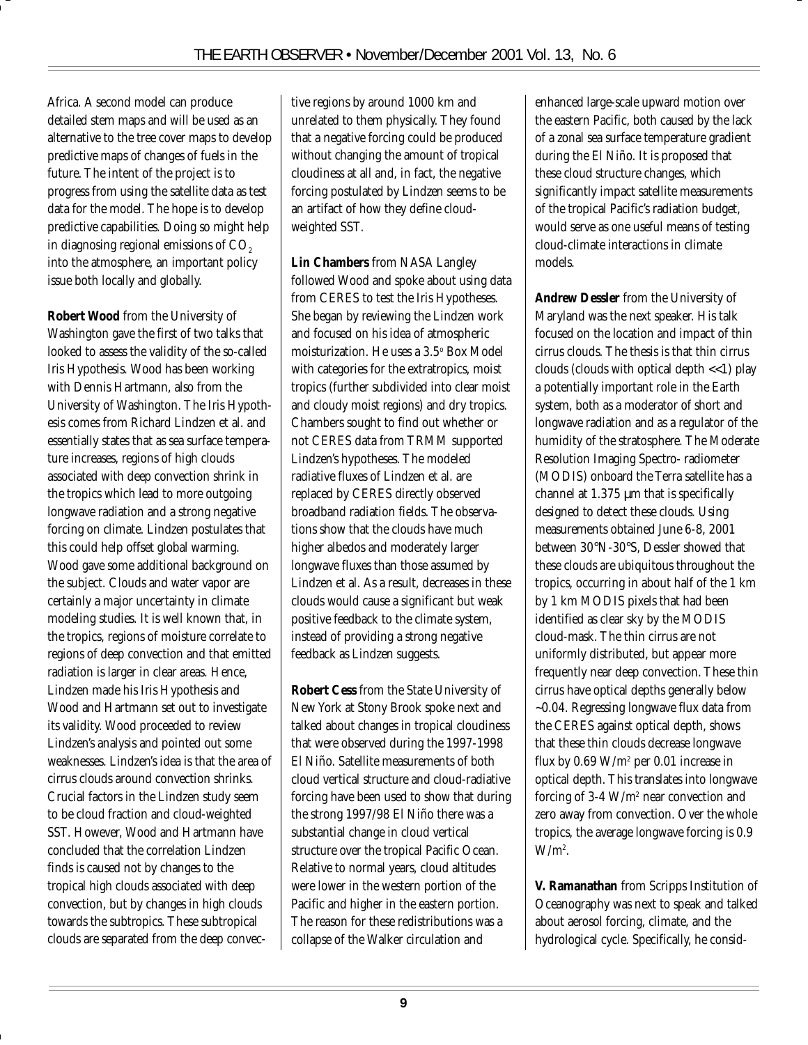Africa. A second model can produce detailed stem maps and will be used as an alternative to the tree cover maps to develop predictive maps of changes of fuels in the future. The intent of the project is to progress from using the satellite data as test data for the model. The hope is to develop predictive capabilities. Doing so might help in diagnosing regional emissions of $CO_2$ into the atmosphere, an important policy issue both locally and globally.

**Robert Wood** from the University of Washington gave the first of two talks that looked to assess the validity of the so-called Iris Hypothesis. Wood has been working with Dennis Hartmann, also from the University of Washington. The Iris Hypothesis comes from Richard Lindzen et al. and essentially states that as sea surface temperature increases, regions of high clouds associated with deep convection shrink in the tropics which lead to more outgoing longwave radiation and a strong negative forcing on climate. Lindzen postulates that this could help offset global warming. Wood gave some additional background on the subject. Clouds and water vapor are certainly a major uncertainty in climate modeling studies. It is well known that, in the tropics, regions of moisture correlate to regions of deep convection and that emitted radiation is larger in clear areas. Hence, Lindzen made his Iris Hypothesis and Wood and Hartmann set out to investigate its validity. Wood proceeded to review Lindzen's analysis and pointed out some weaknesses. Lindzen's idea is that the area of cirrus clouds around convection shrinks. Crucial factors in the Lindzen study seem to be cloud fraction and cloud-weighted SST. However, Wood and Hartmann have concluded that the correlation Lindzen finds is caused not by changes to the tropical high clouds associated with deep convection, but by changes in high clouds towards the subtropics. These subtropical clouds are separated from the deep convective regions by around 1000 km and unrelated to them physically. They found that a negative forcing could be produced without changing the amount of tropical cloudiness at all and, in fact, the negative forcing postulated by Lindzen seems to be an artifact of how they define cloud-weighted SST.

**Lin Chambers** from NASA Langley followed Wood and spoke about using data from CERES to test the Iris Hypotheses. She began by reviewing the Lindzen work and focused on his idea of atmospheric moisturization. He uses a 3.5° Box Model with categories for the extratropics, moist tropics (further subdivided into clear moist and cloudy moist regions) and dry tropics. Chambers sought to find out whether or not CERES data from TRMM supported Lindzen's hypotheses. The modeled radiative fluxes of Lindzen et al. are replaced by CERES directly observed broadband radiation fields. The observations show that the clouds have much higher albedos and moderately larger longwave fluxes than those assumed by Lindzen et al. As a result, decreases in these clouds would cause a significant but weak positive feedback to the climate system, instead of providing a strong negative feedback as Lindzen suggests.

**Robert Cess** from the State University of New York at Stony Brook spoke next and talked about changes in tropical cloudiness that were observed during the 1997-1998 El Niño. Satellite measurements of both cloud vertical structure and cloud-radiative forcing have been used to show that during the strong 1997/98 El Niño there was a substantial change in cloud vertical structure over the tropical Pacific Ocean. Relative to normal years, cloud altitudes were lower in the western portion of the Pacific and higher in the eastern portion. The reason for these redistributions was a collapse of the Walker circulation and enhanced large-scale upward motion over the eastern Pacific, both caused by the lack of a zonal sea surface temperature gradient during the El Niño. It is proposed that these cloud structure changes, which significantly impact satellite measurements of the tropical Pacific's radiation budget, would serve as one useful means of testing cloud-climate interactions in climate models.

**Andrew Dessler** from the University of Maryland was the next speaker. His talk focused on the location and impact of thin cirrus clouds. The thesis is that thin cirrus clouds (clouds with optical depth <<1) play a potentially important role in the Earth system, both as a moderator of short and longwave radiation and as a regulator of the humidity of the stratosphere. The Moderate Resolution Imaging Spectro- radiometer (MODIS) onboard the Terra satellite has a channel at 1.375 μm that is specifically designed to detect these clouds. Using measurements obtained June 6-8, 2001 between 30°N-30°S, Dessler showed that these clouds are ubiquitous throughout the tropics, occurring in about half of the 1 km by 1 km MODIS pixels that had been identified as clear sky by the MODIS cloud-mask. The thin cirrus are not uniformly distributed, but appear more frequently near deep convection. These thin cirrus have optical depths generally below ~0.04. Regressing longwave flux data from the CERES against optical depth, shows that these thin clouds decrease longwave flux by 0.69 $W/m^2$ per 0.01 increase in optical depth. This translates into longwave forcing of 3-4 $W/m^2$ near convection and zero away from convection. Over the whole tropics, the average longwave forcing is 0.9 $W/m^2$.

**V. Ramanathan** from Scripps Institution of Oceanography was next to speak and talked about aerosol forcing, climate, and the hydrological cycle. Specifically, he consid-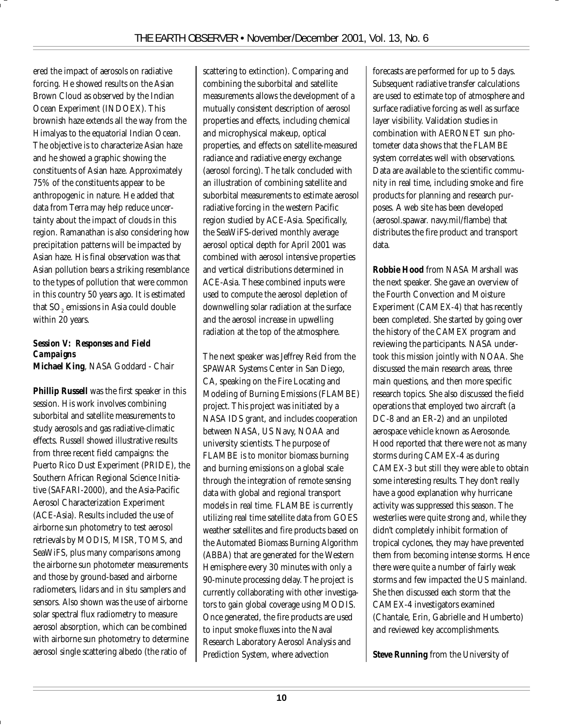ered the impact of aerosols on radiative forcing. He showed results on the Asian Brown Cloud as observed by the Indian Ocean Experiment (INDOEX). This brownish haze extends all the way from the Himalyas to the equatorial Indian Ocean. The objective is to characterize Asian haze and he showed a graphic showing the constituents of Asian haze. Approximately 75% of the constituents appear to be anthropogenic in nature. He added that data from Terra may help reduce uncertainty about the impact of clouds in this region. Ramanathan is also considering how precipitation patterns will be impacted by Asian haze. His final observation was that Asian pollution bears a striking resemblance to the types of pollution that were common in this country 50 years ago. It is estimated that $SO_2$ emissions in Asia could double within 20 years.

***Session V: Responses and Field Campaigns***

**Michael King**, NASA Goddard - Chair

**Phillip Russell** was the first speaker in this session. His work involves combining suborbital and satellite measurements to study aerosols and gas radiative-climatic effects. Russell showed illustrative results from three recent field campaigns: the Puerto Rico Dust Experiment (PRIDE), the Southern African Regional Science Initiative (SAFARI-2000), and the Asia-Pacific Aerosol Characterization Experiment (ACE-Asia). Results included the use of airborne sun photometry to test aerosol retrievals by MODIS, MISR, TOMS, and SeaWiFS, plus many comparisons among the airborne sun photometer measurements and those by ground-based and airborne radiometers, lidars and *in situ* samplers and sensors. Also shown was the use of airborne solar spectral flux radiometry to measure aerosol absorption, which can be combined with airborne sun photometry to determine aerosol single scattering albedo (the ratio of scattering to extinction). Comparing and combining the suborbital and satellite measurements allows the development of a mutually consistent description of aerosol properties and effects, including chemical and microphysical makeup, optical properties, and effects on satellite-measured radiance and radiative energy exchange (aerosol forcing). The talk concluded with an illustration of combining satellite and suborbital measurements to estimate aerosol radiative forcing in the western Pacific region studied by ACE-Asia. Specifically, the SeaWiFS-derived monthly average aerosol optical depth for April 2001 was combined with aerosol intensive properties and vertical distributions determined in ACE-Asia. These combined inputs were used to compute the aerosol depletion of downwelling solar radiation at the surface and the aerosol increase in upwelling radiation at the top of the atmosphere.

The next speaker was Jeffrey Reid from the SPAWAR Systems Center in San Diego, CA, speaking on the Fire Locating and Modeling of Burning Emissions (FLAMBE) project. This project was initiated by a NASA IDS grant, and includes cooperation between NASA, US Navy, NOAA and university scientists. The purpose of FLAMBE is to monitor biomass burning and burning emissions on a global scale through the integration of remote sensing data with global and regional transport models in real time. FLAMBE is currently utilizing real time satellite data from GOES weather satellites and fire products based on the Automated Biomass Burning Algorithm (ABBA) that are generated for the Western Hemisphere every 30 minutes with only a 90-minute processing delay. The project is currently collaborating with other investigators to gain global coverage using MODIS. Once generated, the fire products are used to input smoke fluxes into the Naval Research Laboratory Aerosol Analysis and Prediction System, where advection forecasts are performed for up to 5 days. Subsequent radiative transfer calculations are used to estimate top of atmosphere and surface radiative forcing as well as surface layer visibility. Validation studies in combination with AERONET sun photometer data shows that the FLAMBE system correlates well with observations. Data are available to the scientific community in real time, including smoke and fire products for planning and research purposes. A web site has been developed (aerosol.spawar. navy.mil/flambe) that distributes the fire product and transport data.

**Robbie Hood** from NASA Marshall was the next speaker. She gave an overview of the Fourth Convection and Moisture Experiment (CAMEX-4) that has recently been completed. She started by going over the history of the CAMEX program and reviewing the participants. NASA undertook this mission jointly with NOAA. She discussed the main research areas, three main questions, and then more specific research topics. She also discussed the field operations that employed two aircraft (a DC-8 and an ER-2) and an unpiloted aerospace vehicle known as Aerosonde. Hood reported that there were not as many storms during CAMEX-4 as during CAMEX-3 but still they were able to obtain some interesting results. They don't really have a good explanation why hurricane activity was suppressed this season. The westerlies were quite strong and, while they didn't completely inhibit formation of tropical cyclones, they may have prevented them from becoming intense storms. Hence there were quite a number of fairly weak storms and few impacted the US mainland. She then discussed each storm that the CAMEX-4 investigators examined (Chantale, Erin, Gabrielle and Humberto) and reviewed key accomplishments.

**Steve Running** from the University of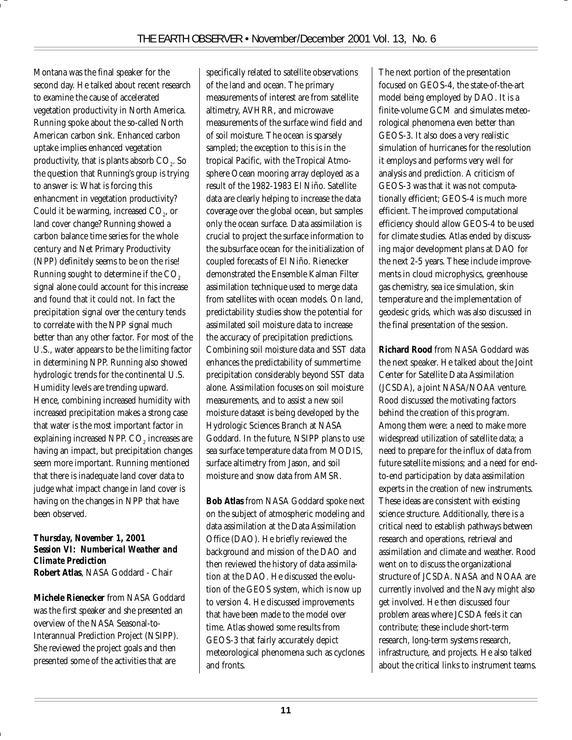Montana was the final speaker for the second day. He talked about recent research to examine the cause of accelerated vegetation productivity in North America. Running spoke about the so-called North American carbon sink. Enhanced carbon uptake implies enhanced vegetation productivity, that is plants absorb $CO_2$. So the question that Running's group is trying to answer is: What is forcing this enhancment in vegetation productivity? Could it be warming, increased $CO_2$, or land cover change? Running showed a carbon balance time series for the whole century and Net Primary Productivity (NPP) definitely seems to be on the rise! Running sought to determine if the $CO_2$ signal alone could account for this increase and found that it could not. In fact the precipitation signal over the century tends to correlate with the NPP signal much better than any other factor. For most of the U.S., water appears to be the limiting factor in determining NPP. Running also showed hydrologic trends for the continental U.S. Humidity levels are trending upward. Hence, combining increased humidity with increased precipitation makes a strong case that water is the most important factor in explaining increased NPP. $CO_2$ increases are having an impact, but precipitation changes seem more important. Running mentioned that there is inadequate land cover data to judge what impact change in land cover is having on the changes in NPP that have been observed.

***Thursday, November 1, 2001***
***Session VI: Numberical Weather and Climate Prediction***
**Robert Atlas**, NASA Goddard - Chair

**Michele Rienecker** from NASA Goddard was the first speaker and she presented an overview of the NASA Seasonal-to-Interannual Prediction Project (NSIPP). She reviewed the project goals and then presented some of the activities that are specifically related to satellite observations of the land and ocean. The primary measurements of interest are from satellite altimetry, AVHRR, and microwave measurements of the surface wind field and of soil moisture. The ocean is sparsely sampled; the exception to this is in the tropical Pacific, with the Tropical Atmosphere Ocean mooring array deployed as a result of the 1982-1983 El Niño. Satellite data are clearly helping to increase the data coverage over the global ocean, but samples only the ocean surface. Data assimilation is crucial to project the surface information to the subsurface ocean for the initialization of coupled forecasts of El Niño. Rienecker demonstrated the Ensemble Kalman Filter assimilation technique used to merge data from satellites with ocean models. On land, predictability studies show the potential for assimilated soil moisture data to increase the accuracy of precipitation predictions. Combining soil moisture data and SST data enhances the predictability of summertime precipitation considerably beyond SST data alone. Assimilation focuses on soil moisture measurements, and to assist a new soil moisture dataset is being developed by the Hydrologic Sciences Branch at NASA Goddard. In the future, NSIPP plans to use sea surface temperature data from MODIS, surface altimetry from Jason, and soil moisture and snow data from AMSR.

**Bob Atlas** from NASA Goddard spoke next on the subject of atmospheric modeling and data assimilation at the Data Assimilation Office (DAO). He briefly reviewed the background and mission of the DAO and then reviewed the history of data assimilation at the DAO. He discussed the evolution of the GEOS system, which is now up to version 4. He discussed improvements that have been made to the model over time. Atlas showed some results from GEOS-3 that fairly accurately depict meteorological phenomena such as cyclones and fronts. The next portion of the presentation focused on GEOS-4, the state-of-the-art model being employed by DAO. It is a finite-volume GCM and simulates meteorological phenomena even better than GEOS-3. It also does a very realistic simulation of hurricanes for the resolution it employs and performs very well for analysis and prediction. A criticism of GEOS-3 was that it was not computationally efficient; GEOS-4 is much more efficient. The improved computational efficiency should allow GEOS-4 to be used for climate studies. Atlas ended by discussing major development plans at DAO for the next 2-5 years. These include improvements in cloud microphysics, greenhouse gas chemistry, sea ice simulation, skin temperature and the implementation of geodesic grids, which was also discussed in the final presentation of the session.

**Richard Rood** from NASA Goddard was the next speaker. He talked about the Joint Center for Satellite Data Assimilation (JCSDA), a joint NASA/NOAA venture. Rood discussed the motivating factors behind the creation of this program. Among them were: a need to make more widespread utilization of satellite data; a need to prepare for the influx of data from future satellite missions; and a need for end-to-end participation by data assimilation experts in the creation of new instruments. These ideas are consistent with existing science structure. Additionally, there is a critical need to establish pathways between research and operations, retrieval and assimilation and climate and weather. Rood went on to discuss the organizational structure of JCSDA. NASA and NOAA are currently involved and the Navy might also get involved. He then discussed four problem areas where JCSDA feels it can contribute; these include short-term research, long-term systems research, infrastructure, and projects. He also talked about the critical links to instrument teams.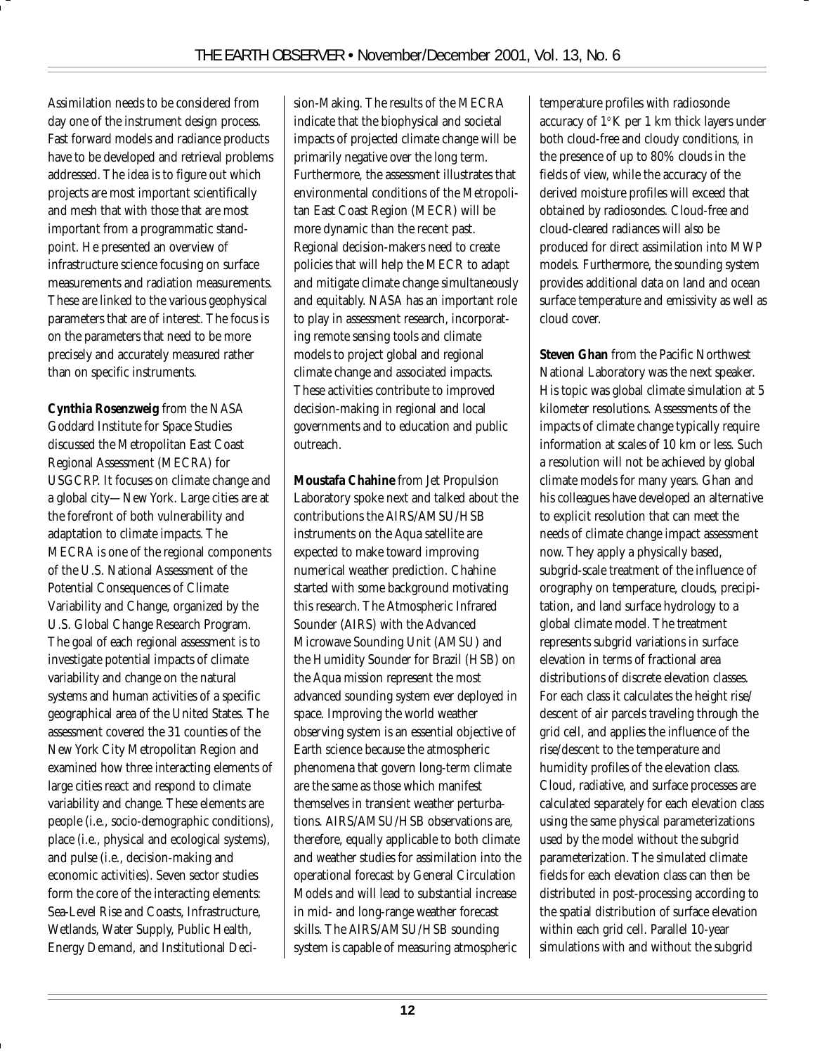Assimilation needs to be considered from day one of the instrument design process. Fast forward models and radiance products have to be developed and retrieval problems addressed. The idea is to figure out which projects are most important scientifically and mesh that with those that are most important from a programmatic standpoint. He presented an overview of infrastructure science focusing on surface measurements and radiation measurements. These are linked to the various geophysical parameters that are of interest. The focus is on the parameters that need to be more precisely and accurately measured rather than on specific instruments.

**Cynthia Rosenzweig** from the NASA Goddard Institute for Space Studies discussed the Metropolitan East Coast Regional Assessment (MECRA) for USGCRP. It focuses on climate change and a global city—New York. Large cities are at the forefront of both vulnerability and adaptation to climate impacts. The MECRA is one of the regional components of the U.S. National Assessment of the Potential Consequences of Climate Variability and Change, organized by the U.S. Global Change Research Program. The goal of each regional assessment is to investigate potential impacts of climate variability and change on the natural systems and human activities of a specific geographical area of the United States. The assessment covered the 31 counties of the New York City Metropolitan Region and examined how three interacting elements of large cities react and respond to climate variability and change. These elements are people (i.e., socio-demographic conditions), place (i.e., physical and ecological systems), and pulse (i.e., decision-making and economic activities). Seven sector studies form the core of the interacting elements: Sea-Level Rise and Coasts, Infrastructure, Wetlands, Water Supply, Public Health, Energy Demand, and Institutional Decision-Making. The results of the MECRA indicate that the biophysical and societal impacts of projected climate change will be primarily negative over the long term. Furthermore, the assessment illustrates that environmental conditions of the Metropolitan East Coast Region (MECR) will be more dynamic than the recent past. Regional decision-makers need to create policies that will help the MECR to adapt and mitigate climate change simultaneously and equitably. NASA has an important role to play in assessment research, incorporating remote sensing tools and climate models to project global and regional climate change and associated impacts. These activities contribute to improved decision-making in regional and local governments and to education and public outreach.

**Moustafa Chahine** from Jet Propulsion Laboratory spoke next and talked about the contributions the AIRS/AMSU/HSB instruments on the Aqua satellite are expected to make toward improving numerical weather prediction. Chahine started with some background motivating this research. The Atmospheric Infrared Sounder (AIRS) with the Advanced Microwave Sounding Unit (AMSU) and the Humidity Sounder for Brazil (HSB) on the Aqua mission represent the most advanced sounding system ever deployed in space. Improving the world weather observing system is an essential objective of Earth science because the atmospheric phenomena that govern long-term climate are the same as those which manifest themselves in transient weather perturbations. AIRS/AMSU/HSB observations are, therefore, equally applicable to both climate and weather studies for assimilation into the operational forecast by General Circulation Models and will lead to substantial increase in mid- and long-range weather forecast skills. The AIRS/AMSU/HSB sounding system is capable of measuring atmospheric temperature profiles with radiosonde accuracy of 1°K per 1 km thick layers under both cloud-free and cloudy conditions, in the presence of up to 80% clouds in the fields of view, while the accuracy of the derived moisture profiles will exceed that obtained by radiosondes. Cloud-free and cloud-cleared radiances will also be produced for direct assimilation into MWP models. Furthermore, the sounding system provides additional data on land and ocean surface temperature and emissivity as well as cloud cover.

**Steven Ghan** from the Pacific Northwest National Laboratory was the next speaker. His topic was global climate simulation at 5 kilometer resolutions. Assessments of the impacts of climate change typically require information at scales of 10 km or less. Such a resolution will not be achieved by global climate models for many years. Ghan and his colleagues have developed an alternative to explicit resolution that can meet the needs of climate change impact assessment now. They apply a physically based, subgrid-scale treatment of the influence of orography on temperature, clouds, precipitation, and land surface hydrology to a global climate model. The treatment represents subgrid variations in surface elevation in terms of fractional area distributions of discrete elevation classes. For each class it calculates the height rise/descent of air parcels traveling through the grid cell, and applies the influence of the rise/descent to the temperature and humidity profiles of the elevation class. Cloud, radiative, and surface processes are calculated separately for each elevation class using the same physical parameterizations used by the model without the subgrid parameterization. The simulated climate fields for each elevation class can then be distributed in post-processing according to the spatial distribution of surface elevation within each grid cell. Parallel 10-year simulations with and without the subgrid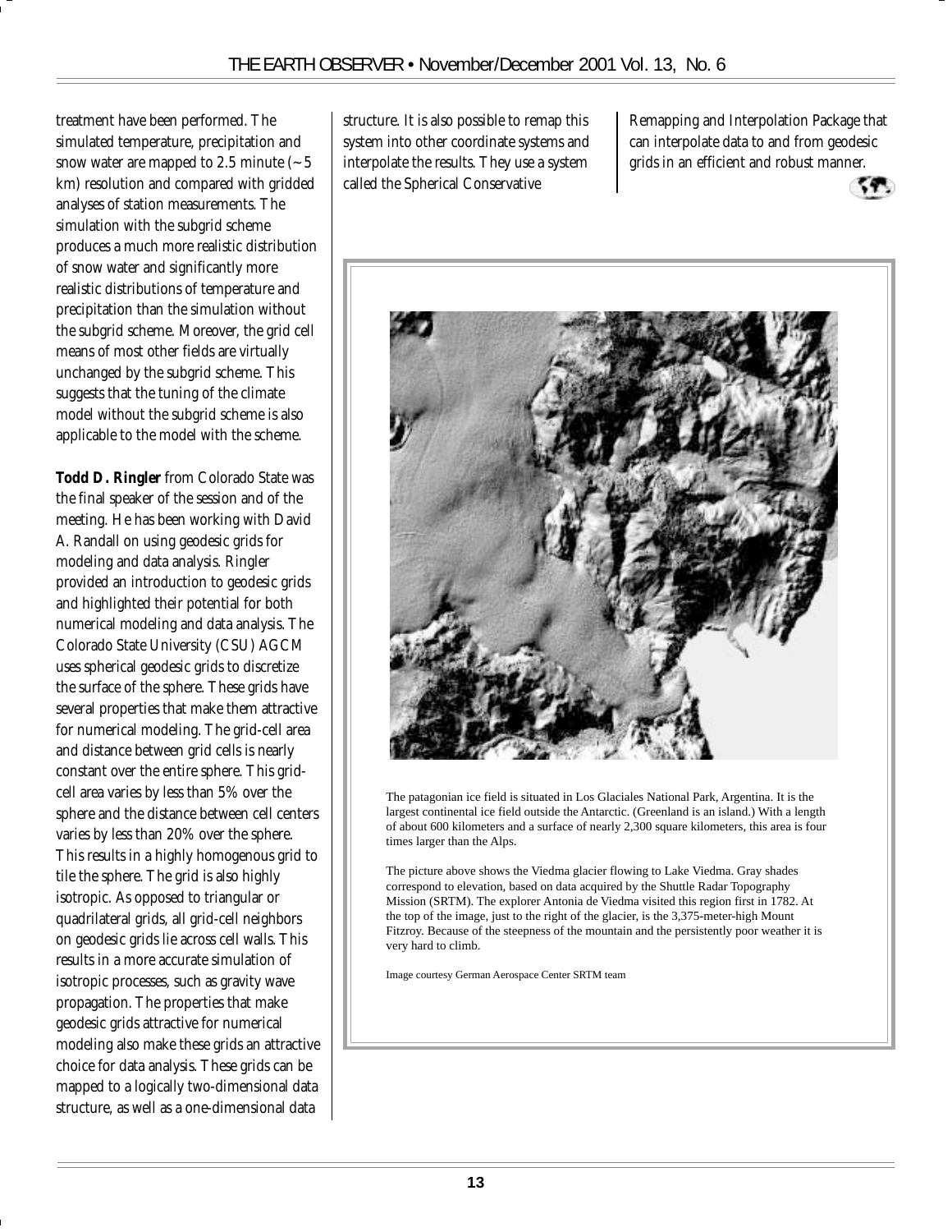treatment have been performed. The simulated temperature, precipitation and snow water are mapped to 2.5 minute (~ 5 km) resolution and compared with gridded analyses of station measurements. The simulation with the subgrid scheme produces a much more realistic distribution of snow water and significantly more realistic distributions of temperature and precipitation than the simulation without the subgrid scheme. Moreover, the grid cell means of most other fields are virtually unchanged by the subgrid scheme. This suggests that the tuning of the climate model without the subgrid scheme is also applicable to the model with the scheme.

**Todd D. Ringler** from Colorado State was the final speaker of the session and of the meeting. He has been working with David A. Randall on using geodesic grids for modeling and data analysis. Ringler provided an introduction to geodesic grids and highlighted their potential for both numerical modeling and data analysis. The Colorado State University (CSU) AGCM uses spherical geodesic grids to discretize the surface of the sphere. These grids have several properties that make them attractive for numerical modeling. The grid-cell area and distance between grid cells is nearly constant over the entire sphere. This grid-cell area varies by less than 5% over the sphere and the distance between cell centers varies by less than 20% over the sphere. This results in a highly homogenous grid to tile the sphere. The grid is also highly isotropic. As opposed to triangular or quadrilateral grids, all grid-cell neighbors on geodesic grids lie across cell walls. This results in a more accurate simulation of isotropic processes, such as gravity wave propagation. The properties that make geodesic grids attractive for numerical modeling also make these grids an attractive choice for data analysis. These grids can be mapped to a logically two-dimensional data structure, as well as a one-dimensional data structure. It is also possible to remap this system into other coordinate systems and interpolate the results. They use a system called the Spherical Conservative Remapping and Interpolation Package that can interpolate data to and from geodesic grids in an efficient and robust manner.

The patagonian ice field is situated in Los Glaciales National Park, Argentina. It is the largest continental ice field outside the Antarctic. (Greenland is an island.) With a length of about 600 kilometers and a surface of nearly 2,300 square kilometers, this area is four times larger than the Alps.

The picture above shows the Viedma glacier flowing to Lake Viedma. Gray shades correspond to elevation, based on data acquired by the Shuttle Radar Topography Mission (SRTM). The explorer Antonia de Viedma visited this region first in 1782. At the top of the image, just to the right of the glacier, is the 3,375-meter-high Mount Fitzroy. Because of the steepness of the mountain and the persistently poor weather it is very hard to climb.

Image courtesy German Aerospace Center SRTM team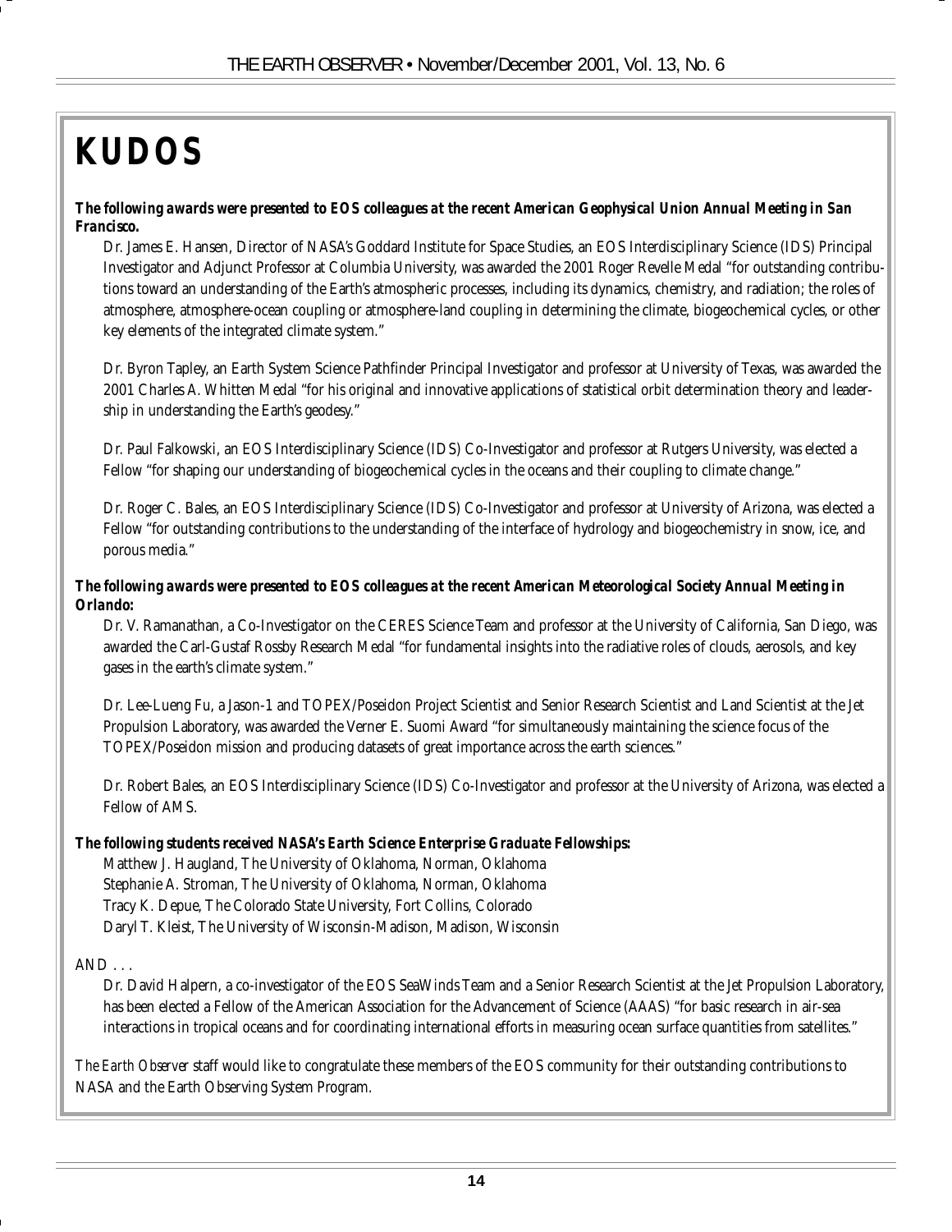# KUDOS

***The following awards were presented to EOS colleagues at the recent American Geophysical Union Annual Meeting in San Francisco.***

Dr. James E. Hansen, Director of NASA's Goddard Institute for Space Studies, an EOS Interdisciplinary Science (IDS) Principal Investigator and Adjunct Professor at Columbia University, was awarded the 2001 Roger Revelle Medal "for outstanding contributions toward an understanding of the Earth's atmospheric processes, including its dynamics, chemistry, and radiation; the roles of atmosphere, atmosphere-ocean coupling or atmosphere-land coupling in determining the climate, biogeochemical cycles, or other key elements of the integrated climate system."

Dr. Byron Tapley, an Earth System Science Pathfinder Principal Investigator and professor at University of Texas, was awarded the 2001 Charles A. Whitten Medal "for his original and innovative applications of statistical orbit determination theory and leadership in understanding the Earth's geodesy."

Dr. Paul Falkowski, an EOS Interdisciplinary Science (IDS) Co-Investigator and professor at Rutgers University, was elected a Fellow "for shaping our understanding of biogeochemical cycles in the oceans and their coupling to climate change."

Dr. Roger C. Bales, an EOS Interdisciplinary Science (IDS) Co-Investigator and professor at University of Arizona, was elected a Fellow "for outstanding contributions to the understanding of the interface of hydrology and biogeochemistry in snow, ice, and porous media."

***The following awards were presented to EOS colleagues at the recent American Meteorological Society Annual Meeting in Orlando:***

Dr. V. Ramanathan, a Co-Investigator on the CERES Science Team and professor at the University of California, San Diego, was awarded the Carl-Gustaf Rossby Research Medal "for fundamental insights into the radiative roles of clouds, aerosols, and key gases in the earth's climate system."

Dr. Lee-Lueng Fu, a Jason-1 and TOPEX/Poseidon Project Scientist and Senior Research Scientist and Land Scientist at the Jet Propulsion Laboratory, was awarded the Verner E. Suomi Award "for simultaneously maintaining the science focus of the TOPEX/Poseidon mission and producing datasets of great importance across the earth sciences."

Dr. Robert Bales, an EOS Interdisciplinary Science (IDS) Co-Investigator and professor at the University of Arizona, was elected a Fellow of AMS.

***The following students received NASA's Earth Science Enterprise Graduate Fellowships:***

Matthew J. Haugland, The University of Oklahoma, Norman, Oklahoma
Stephanie A. Stroman, The University of Oklahoma, Norman, Oklahoma
Tracy K. Depue, The Colorado State University, Fort Collins, Colorado
Daryl T. Kleist, The University of Wisconsin-Madison, Madison, Wisconsin

AND . . .

Dr. David Halpern, a co-investigator of the EOS SeaWinds Team and a Senior Research Scientist at the Jet Propulsion Laboratory, has been elected a Fellow of the American Association for the Advancement of Science (AAAS) "for basic research in air-sea interactions in tropical oceans and for coordinating international efforts in measuring ocean surface quantities from satellites."

*The Earth Observer* staff would like to congratulate these members of the EOS community for their outstanding contributions to NASA and the Earth Observing System Program.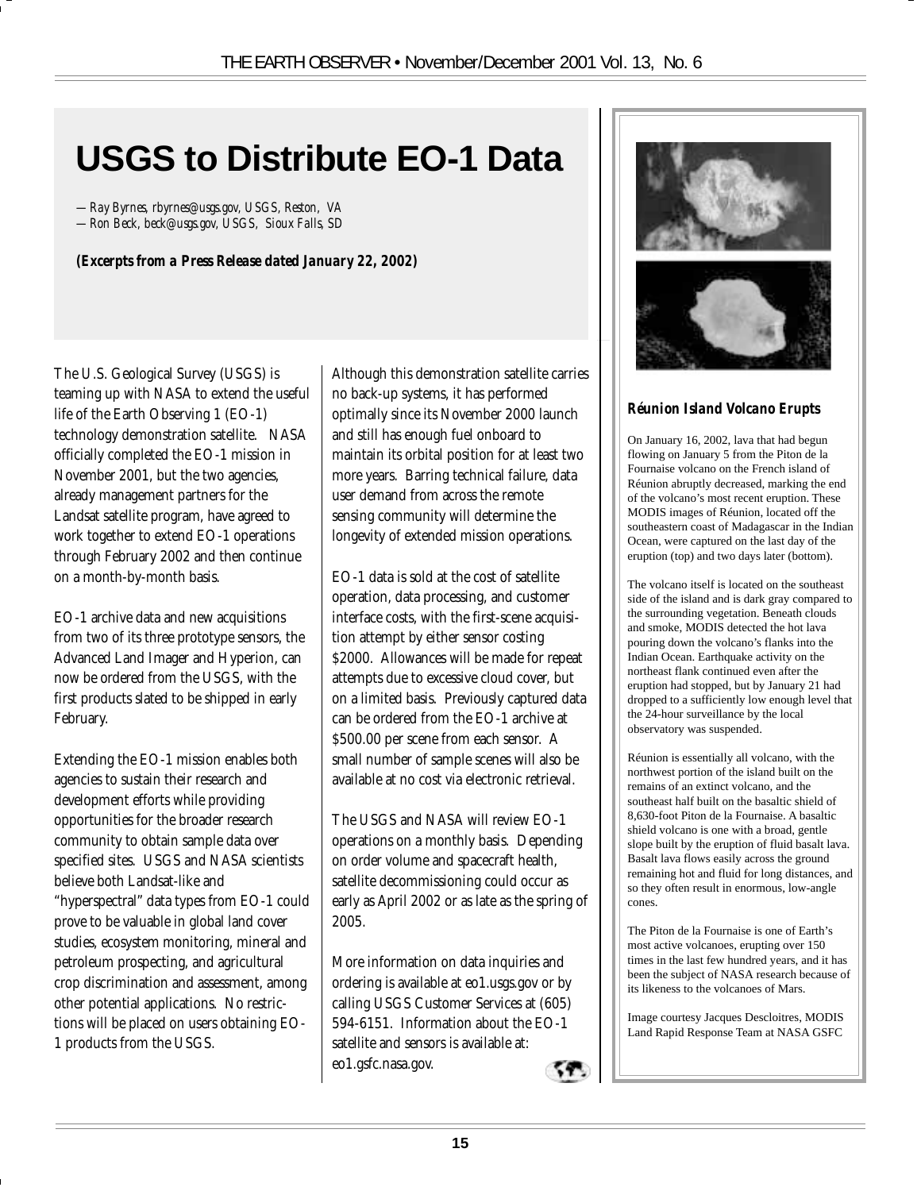# USGS to Distribute EO-1 Data

*— Ray Byrnes, rbyrnes@usgs.gov, USGS, Reston, VA*
*— Ron Beck, beck@usgs.gov, USGS, Sioux Falls, SD*

***(Excerpts from a Press Release dated January 22, 2002)***

The U.S. Geological Survey (USGS) is teaming up with NASA to extend the useful life of the Earth Observing 1 (EO-1) technology demonstration satellite. NASA officially completed the EO-1 mission in November 2001, but the two agencies, already management partners for the Landsat satellite program, have agreed to work together to extend EO-1 operations through February 2002 and then continue on a month-by-month basis.

EO-1 archive data and new acquisitions from two of its three prototype sensors, the Advanced Land Imager and Hyperion, can now be ordered from the USGS, with the first products slated to be shipped in early February.

Extending the EO-1 mission enables both agencies to sustain their research and development efforts while providing opportunities for the broader research community to obtain sample data over specified sites. USGS and NASA scientists believe both Landsat-like and "hyperspectral" data types from EO-1 could prove to be valuable in global land cover studies, ecosystem monitoring, mineral and petroleum prospecting, and agricultural crop discrimination and assessment, among other potential applications. No restrictions will be placed on users obtaining EO-1 products from the USGS.

Although this demonstration satellite carries no back-up systems, it has performed optimally since its November 2000 launch and still has enough fuel onboard to maintain its orbital position for at least two more years. Barring technical failure, data user demand from across the remote sensing community will determine the longevity of extended mission operations.

EO-1 data is sold at the cost of satellite operation, data processing, and customer interface costs, with the first-scene acquisition attempt by either sensor costing $2000. Allowances will be made for repeat attempts due to excessive cloud cover, but on a limited basis. Previously captured data can be ordered from the EO-1 archive at $500.00 per scene from each sensor. A small number of sample scenes will also be available at no cost via electronic retrieval.

The USGS and NASA will review EO-1 operations on a monthly basis. Depending on order volume and spacecraft health, satellite decommissioning could occur as early as April 2002 or as late as the spring of 2005.

More information on data inquiries and ordering is available at eo1.usgs.gov or by calling USGS Customer Services at (605) 594-6151. Information about the EO-1 satellite and sensors is available at: eo1.gsfc.nasa.gov.

### *Réunion Island Volcano Erupts*

On January 16, 2002, lava that had begun flowing on January 5 from the Piton de la Fournaise volcano on the French island of Réunion abruptly decreased, marking the end of the volcano's most recent eruption. These MODIS images of Réunion, located off the southeastern coast of Madagascar in the Indian Ocean, were captured on the last day of the eruption (top) and two days later (bottom).

The volcano itself is located on the southeast side of the island and is dark gray compared to the surrounding vegetation. Beneath clouds and smoke, MODIS detected the hot lava pouring down the volcano's flanks into the Indian Ocean. Earthquake activity on the northeast flank continued even after the eruption had stopped, but by January 21 had dropped to a sufficiently low enough level that the 24-hour surveillance by the local observatory was suspended.

Réunion is essentially all volcano, with the northwest portion of the island built on the remains of an extinct volcano, and the southeast half built on the basaltic shield of 8,630-foot Piton de la Fournaise. A basaltic shield volcano is one with a broad, gentle slope built by the eruption of fluid basalt lava. Basalt lava flows easily across the ground remaining hot and fluid for long distances, and so they often result in enormous, low-angle cones.

The Piton de la Fournaise is one of Earth's most active volcanoes, erupting over 150 times in the last few hundred years, and it has been the subject of NASA research because of its likeness to the volcanoes of Mars.

Image courtesy Jacques Descloitres, MODIS Land Rapid Response Team at NASA GSFC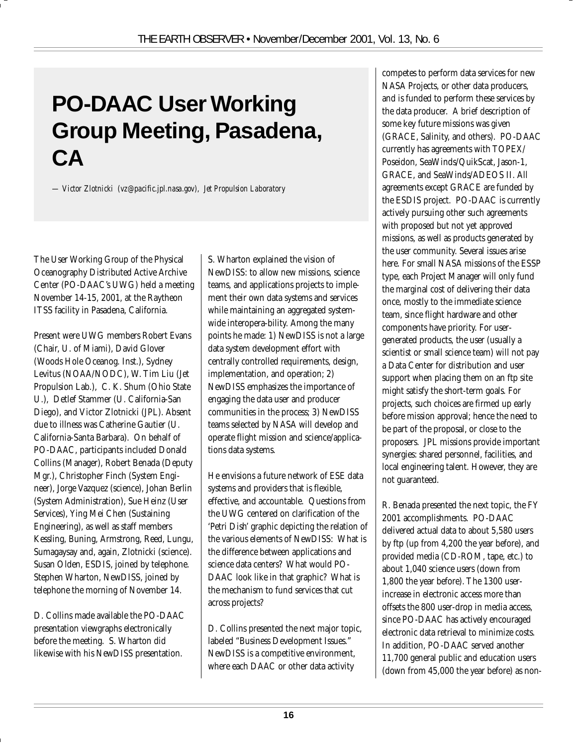# PO-DAAC User Working Group Meeting, Pasadena, CA

*— Victor Zlotnicki (vz@pacific.jpl.nasa.gov), Jet Propulsion Laboratory*

The User Working Group of the Physical Oceanography Distributed Active Archive Center (PO-DAAC's UWG) held a meeting November 14-15, 2001, at the Raytheon ITSS facility in Pasadena, California.

Present were UWG members Robert Evans (Chair, U. of Miami), David Glover (Woods Hole Oceanog. Inst.), Sydney Levitus (NOAA/NODC), W. Tim Liu (Jet Propulsion Lab.), C. K. Shum (Ohio State U.), Detlef Stammer (U. California-San Diego), and Victor Zlotnicki (JPL). Absent due to illness was Catherine Gautier (U. California-Santa Barbara). On behalf of PO-DAAC, participants included Donald Collins (Manager), Robert Benada (Deputy Mgr.), Christopher Finch (System Engineer), Jorge Vazquez (science), Johan Berlin (System Administration), Sue Heinz (User Services), Ying Mei Chen (Sustaining Engineering), as well as staff members Kessling, Buning, Armstrong, Reed, Lungu, Sumagaysay and, again, Zlotnicki (science). Susan Olden, ESDIS, joined by telephone. Stephen Wharton, NewDISS, joined by telephone the morning of November 14.

D. Collins made available the PO-DAAC presentation viewgraphs electronically before the meeting. S. Wharton did likewise with his NewDISS presentation.

S. Wharton explained the vision of NewDISS: to allow new missions, science teams, and applications projects to implement their own data systems and services while maintaining an aggregated system-wide interopera-bility. Among the many points he made: 1) NewDISS is not a large data system development effort with centrally controlled requirements, design, implementation, and operation; 2) NewDISS emphasizes the importance of engaging the data user and producer communities in the process; 3) NewDISS teams selected by NASA will develop and operate flight mission and science/applications data systems.

He envisions a future network of ESE data systems and providers that is flexible, effective, and accountable. Questions from the UWG centered on clarification of the 'Petri Dish' graphic depicting the relation of the various elements of NewDISS: What is the difference between applications and science data centers? What would PO-DAAC look like in that graphic? What is the mechanism to fund services that cut across projects?

D. Collins presented the next major topic, labeled "Business Development Issues." NewDISS is a competitive environment, where each DAAC or other data activity competes to perform data services for new NASA Projects, or other data producers, and is funded to perform these services by the data producer. A brief description of some key future missions was given (GRACE, Salinity, and others). PO-DAAC currently has agreements with TOPEX/Poseidon, SeaWinds/QuikScat, Jason-1, GRACE, and SeaWinds/ADEOS II. All agreements except GRACE are funded by the ESDIS project. PO-DAAC is currently actively pursuing other such agreements with proposed but not yet approved missions, as well as products generated by the user community. Several issues arise here. For small NASA missions of the ESSP type, each Project Manager will only fund the marginal cost of delivering their data once, mostly to the immediate science team, since flight hardware and other components have priority. For user-generated products, the user (usually a scientist or small science team) will not pay a Data Center for distribution and user support when placing them on an ftp site might satisfy the short-term goals. For projects, such choices are firmed up early before mission approval; hence the need to be part of the proposal, or close to the proposers. JPL missions provide important synergies: shared personnel, facilities, and local engineering talent. However, they are not guaranteed.

R. Benada presented the next topic, the FY 2001 accomplishments. PO-DAAC delivered actual data to about 5,580 users by ftp (up from 4,200 the year before), and provided media (CD-ROM, tape, etc.) to about 1,040 science users (down from 1,800 the year before). The 1300 user-increase in electronic access more than offsets the 800 user-drop in media access, since PO-DAAC has actively encouraged electronic data retrieval to minimize costs. In addition, PO-DAAC served another 11,700 general public and education users (down from 45,000 the year before) as non-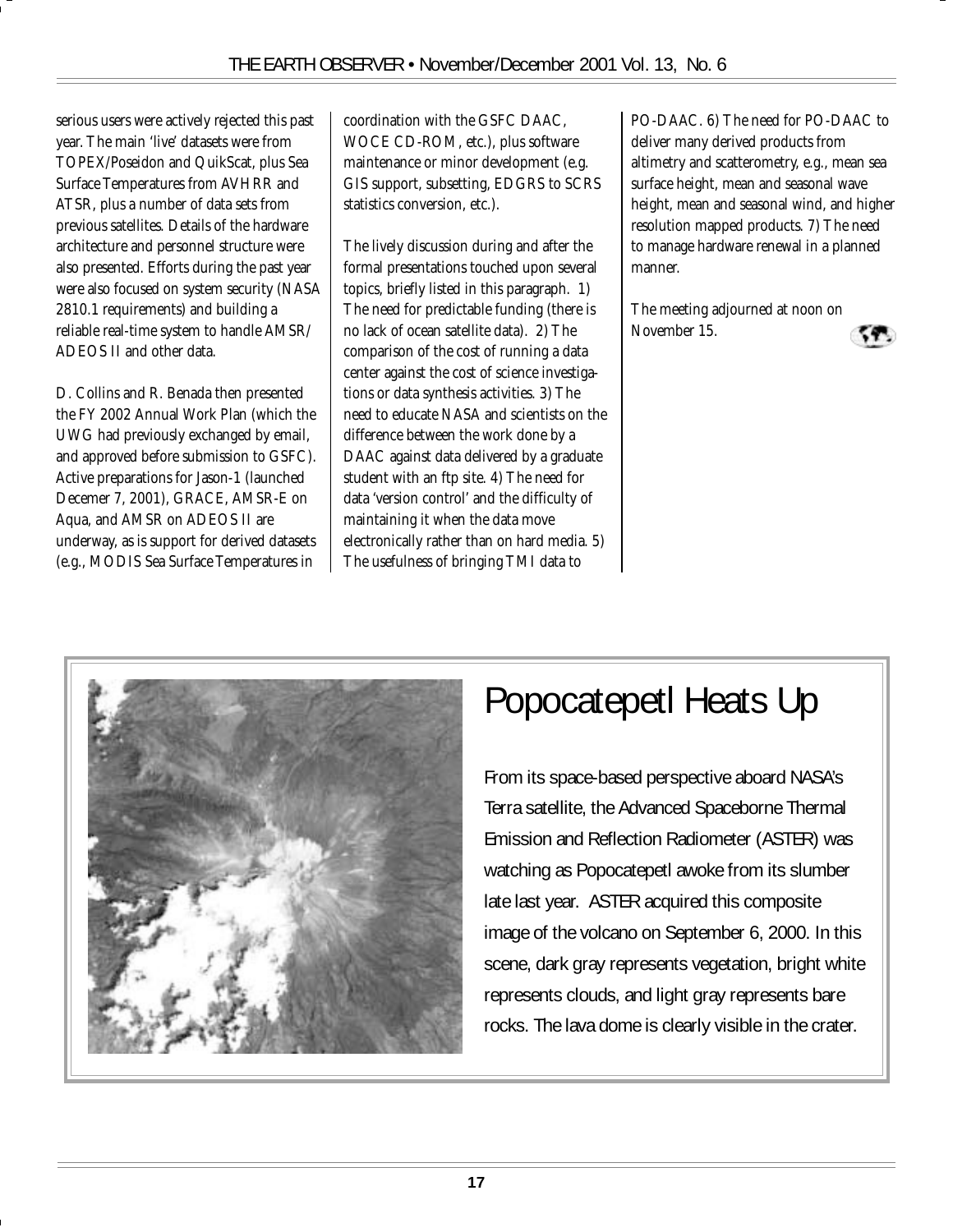serious users were actively rejected this past year. The main 'live' datasets were from TOPEX/Poseidon and QuikScat, plus Sea Surface Temperatures from AVHRR and ATSR, plus a number of data sets from previous satellites. Details of the hardware architecture and personnel structure were also presented. Efforts during the past year were also focused on system security (NASA 2810.1 requirements) and building a reliable real-time system to handle AMSR/ADEOS II and other data.

D. Collins and R. Benada then presented the FY 2002 Annual Work Plan (which the UWG had previously exchanged by email, and approved before submission to GSFC). Active preparations for Jason-1 (launched Decemer 7, 2001), GRACE, AMSR-E on Aqua, and AMSR on ADEOS II are underway, as is support for derived datasets (e.g., MODIS Sea Surface Temperatures in coordination with the GSFC DAAC, WOCE CD-ROM, etc.), plus software maintenance or minor development (e.g. GIS support, subsetting, EDGRS to SCRS statistics conversion, etc.).

The lively discussion during and after the formal presentations touched upon several topics, briefly listed in this paragraph. 1) The need for predictable funding (there is no lack of ocean satellite data). 2) The comparison of the cost of running a data center against the cost of science investigations or data synthesis activities. 3) The need to educate NASA and scientists on the difference between the work done by a DAAC against data delivered by a graduate student with an ftp site. 4) The need for data 'version control' and the difficulty of maintaining it when the data move electronically rather than on hard media. 5) The usefulness of bringing TMI data to PO-DAAC. 6) The need for PO-DAAC to deliver many derived products from altimetry and scatterometry, e.g., mean sea surface height, mean and seasonal wave height, mean and seasonal wind, and higher resolution mapped products. 7) The need to manage hardware renewal in a planned manner.

The meeting adjourned at noon on November 15.

# Popocatepetl Heats Up

From its space-based perspective aboard NASA's Terra satellite, the Advanced Spaceborne Thermal Emission and Reflection Radiometer (ASTER) was watching as Popocatepetl awoke from its slumber late last year. ASTER acquired this composite image of the volcano on September 6, 2000. In this scene, dark gray represents vegetation, bright white represents clouds, and light gray represents bare rocks. The lava dome is clearly visible in the crater.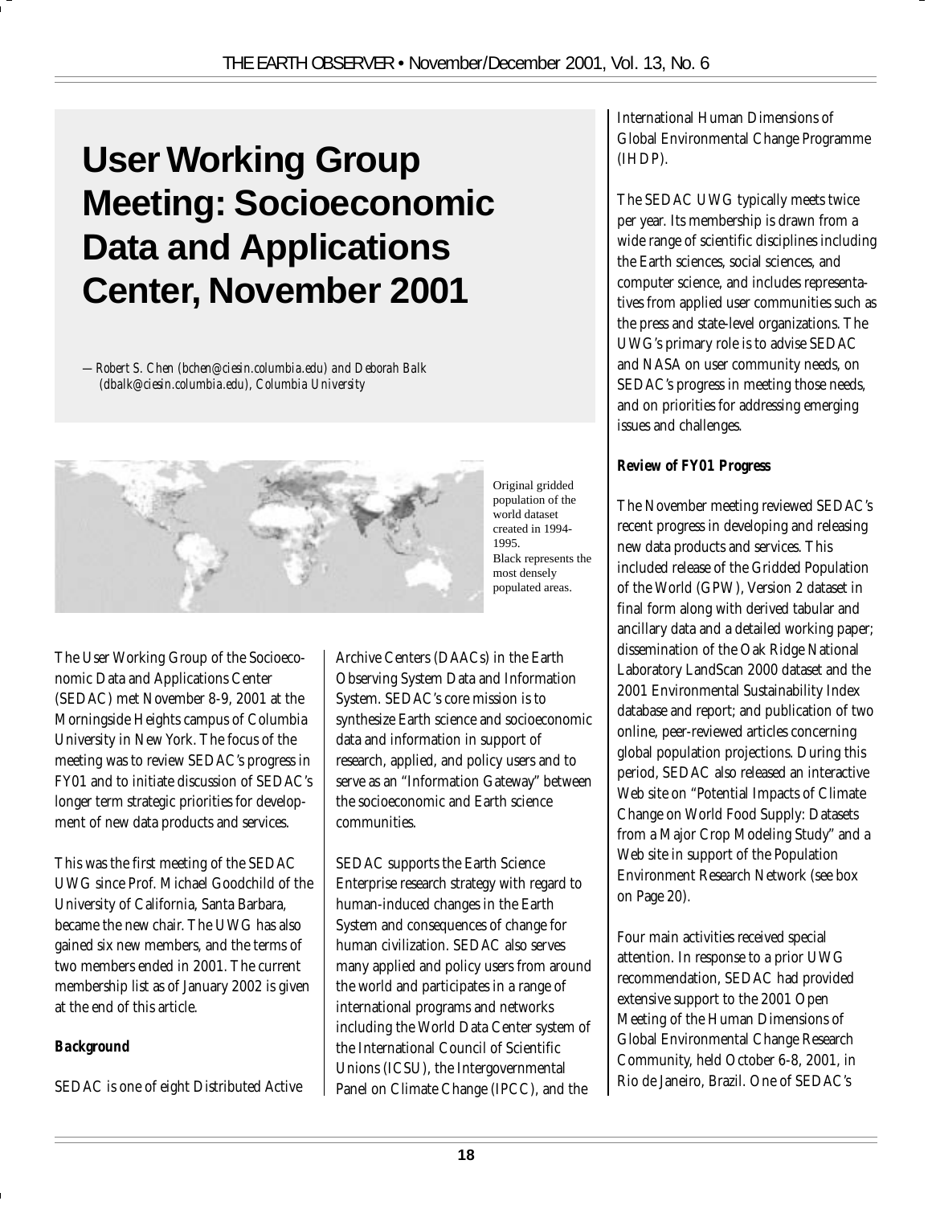# User Working Group Meeting: Socioeconomic Data and Applications Center, November 2001

*— Robert S. Chen (bchen@ciesin.columbia.edu) and Deborah Balk (dbalk@ciesin.columbia.edu), Columbia University*

Original gridded population of the world dataset created in 1994-1995.
Black represents the most densely populated areas.

The User Working Group of the Socioeconomic Data and Applications Center (SEDAC) met November 8-9, 2001 at the Morningside Heights campus of Columbia University in New York. The focus of the meeting was to review SEDAC's progress in FY01 and to initiate discussion of SEDAC's longer term strategic priorities for development of new data products and services.

This was the first meeting of the SEDAC UWG since Prof. Michael Goodchild of the University of California, Santa Barbara, became the new chair. The UWG has also gained six new members, and the terms of two members ended in 2001. The current membership list as of January 2002 is given at the end of this article.

### Background

SEDAC is one of eight Distributed Active Archive Centers (DAACs) in the Earth Observing System Data and Information System. SEDAC's core mission is to synthesize Earth science and socioeconomic data and information in support of research, applied, and policy users and to serve as an "Information Gateway" between the socioeconomic and Earth science communities.

SEDAC supports the Earth Science Enterprise research strategy with regard to human-induced changes in the Earth System and consequences of change for human civilization. SEDAC also serves many applied and policy users from around the world and participates in a range of international programs and networks including the World Data Center system of the International Council of Scientific Unions (ICSU), the Intergovernmental Panel on Climate Change (IPCC), and the International Human Dimensions of Global Environmental Change Programme (IHDP).

The SEDAC UWG typically meets twice per year. Its membership is drawn from a wide range of scientific disciplines including the Earth sciences, social sciences, and computer science, and includes representatives from applied user communities such as the press and state-level organizations. The UWG's primary role is to advise SEDAC and NASA on user community needs, on SEDAC's progress in meeting those needs, and on priorities for addressing emerging issues and challenges.

### Review of FY01 Progress

The November meeting reviewed SEDAC's recent progress in developing and releasing new data products and services. This included release of the Gridded Population of the World (GPW), Version 2 dataset in final form along with derived tabular and ancillary data and a detailed working paper; dissemination of the Oak Ridge National Laboratory LandScan 2000 dataset and the 2001 Environmental Sustainability Index database and report; and publication of two online, peer-reviewed articles concerning global population projections. During this period, SEDAC also released an interactive Web site on "Potential Impacts of Climate Change on World Food Supply: Datasets from a Major Crop Modeling Study" and a Web site in support of the Population Environment Research Network (see box on Page 20).

Four main activities received special attention. In response to a prior UWG recommendation, SEDAC had provided extensive support to the 2001 Open Meeting of the Human Dimensions of Global Environmental Change Research Community, held October 6-8, 2001, in Rio de Janeiro, Brazil. One of SEDAC's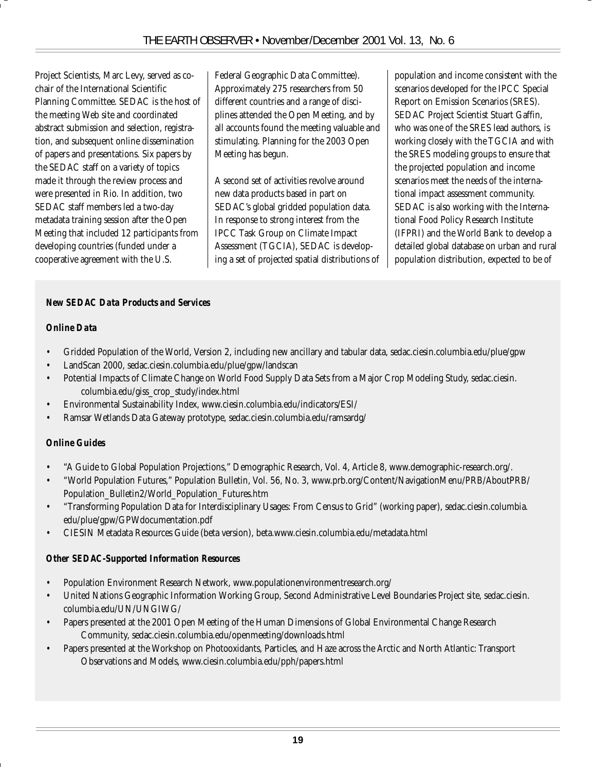Project Scientists, Marc Levy, served as co-chair of the International Scientific Planning Committee. SEDAC is the host of the meeting Web site and coordinated abstract submission and selection, registration, and subsequent online dissemination of papers and presentations. Six papers by the SEDAC staff on a variety of topics made it through the review process and were presented in Rio. In addition, two SEDAC staff members led a two-day metadata training session after the Open Meeting that included 12 participants from developing countries (funded under a cooperative agreement with the U.S. Federal Geographic Data Committee). Approximately 275 researchers from 50 different countries and a range of disciplines attended the Open Meeting, and by all accounts found the meeting valuable and stimulating. Planning for the 2003 Open Meeting has begun.

A second set of activities revolve around new data products based in part on SEDAC's global gridded population data. In response to strong interest from the IPCC Task Group on Climate Impact Assessment (TGCIA), SEDAC is developing a set of projected spatial distributions of population and income consistent with the scenarios developed for the IPCC Special Report on Emission Scenarios (SRES). SEDAC Project Scientist Stuart Gaffin, who was one of the SRES lead authors, is working closely with the TGCIA and with the SRES modeling groups to ensure that the projected population and income scenarios meet the needs of the international impact assessment community. SEDAC is also working with the International Food Policy Research Institute (IFPRI) and the World Bank to develop a detailed global database on urban and rural population distribution, expected to be of

***New SEDAC Data Products and Services***

***Online Data***

- Gridded Population of the World, Version 2, including new ancillary and tabular data, sedac.ciesin.columbia.edu/plue/gpw
- LandScan 2000, sedac.ciesin.columbia.edu/plue/gpw/landscan
- Potential Impacts of Climate Change on World Food Supply Data Sets from a Major Crop Modeling Study, sedac.ciesin.columbia.edu/giss_crop_study/index.html
- Environmental Sustainability Index, www.ciesin.columbia.edu/indicators/ESI/
- Ramsar Wetlands Data Gateway prototype, sedac.ciesin.columbia.edu/ramsardg/

***Online Guides***

- "A Guide to Global Population Projections," Demographic Research, Vol. 4, Article 8, www.demographic-research.org/.
- "World Population Futures," Population Bulletin, Vol. 56, No. 3, www.prb.org/Content/NavigationMenu/PRB/AboutPRB/Population_Bulletin2/World_Population_Futures.htm
- "Transforming Population Data for Interdisciplinary Usages: From Census to Grid" (working paper), sedac.ciesin.columbia.edu/plue/gpw/GPWdocumentation.pdf
- CIESIN Metadata Resources Guide (beta version), beta.www.ciesin.columbia.edu/metadata.html

***Other SEDAC-Supported Information Resources***

- Population Environment Research Network, www.populationenvironmentresearch.org/
- United Nations Geographic Information Working Group, Second Administrative Level Boundaries Project site, sedac.ciesin.columbia.edu/UN/UNGIWG/
- Papers presented at the 2001 Open Meeting of the Human Dimensions of Global Environmental Change Research Community, sedac.ciesin.columbia.edu/openmeeting/downloads.html
- Papers presented at the Workshop on Photooxidants, Particles, and Haze across the Arctic and North Atlantic: Transport Observations and Models, www.ciesin.columbia.edu/pph/papers.html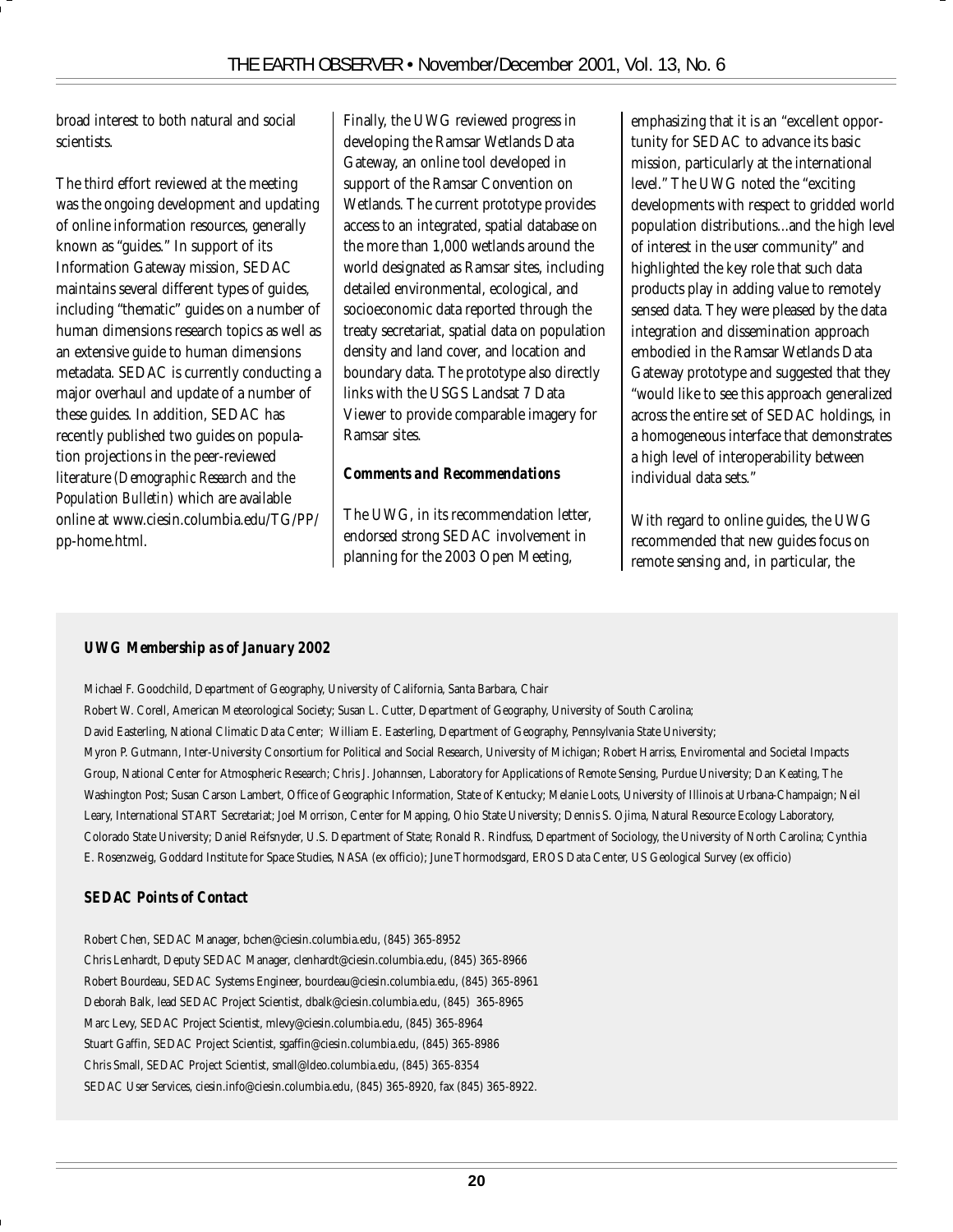broad interest to both natural and social scientists.

The third effort reviewed at the meeting was the ongoing development and updating of online information resources, generally known as "guides." In support of its Information Gateway mission, SEDAC maintains several different types of guides, including "thematic" guides on a number of human dimensions research topics as well as an extensive guide to human dimensions metadata. SEDAC is currently conducting a major overhaul and update of a number of these guides. In addition, SEDAC has recently published two guides on population projections in the peer-reviewed literature (*Demographic Research and the Population Bulletin*) which are available online at www.ciesin.columbia.edu/TG/PP/pp-home.html.

Finally, the UWG reviewed progress in developing the Ramsar Wetlands Data Gateway, an online tool developed in support of the Ramsar Convention on Wetlands. The current prototype provides access to an integrated, spatial database on the more than 1,000 wetlands around the world designated as Ramsar sites, including detailed environmental, ecological, and socioeconomic data reported through the treaty secretariat, spatial data on population density and land cover, and location and boundary data. The prototype also directly links with the USGS Landsat 7 Data Viewer to provide comparable imagery for Ramsar sites.

### *Comments and Recommendations*

The UWG, in its recommendation letter, endorsed strong SEDAC involvement in planning for the 2003 Open Meeting, emphasizing that it is an "excellent opportunity for SEDAC to advance its basic mission, particularly at the international level." The UWG noted the "exciting developments with respect to gridded world population distributions...and the high level of interest in the user community" and highlighted the key role that such data products play in adding value to remotely sensed data. They were pleased by the data integration and dissemination approach embodied in the Ramsar Wetlands Data Gateway prototype and suggested that they "would like to see this approach generalized across the entire set of SEDAC holdings, in a homogeneous interface that demonstrates a high level of interoperability between individual data sets."

With regard to online guides, the UWG recommended that new guides focus on remote sensing and, in particular, the

### *UWG Membership as of January 2002*

Michael F. Goodchild, Department of Geography, University of California, Santa Barbara, Chair

Robert W. Corell, American Meteorological Society; Susan L. Cutter, Department of Geography, University of South Carolina; David Easterling, National Climatic Data Center; William E. Easterling, Department of Geography, Pennsylvania State University; Myron P. Gutmann, Inter-University Consortium for Political and Social Research, University of Michigan; Robert Harriss, Enviromental and Societal Impacts Group, National Center for Atmospheric Research; Chris J. Johannsen, Laboratory for Applications of Remote Sensing, Purdue University; Dan Keating, The Washington Post; Susan Carson Lambert, Office of Geographic Information, State of Kentucky; Melanie Loots, University of Illinois at Urbana-Champaign; Neil Leary, International START Secretariat; Joel Morrison, Center for Mapping, Ohio State University; Dennis S. Ojima, Natural Resource Ecology Laboratory, Colorado State University; Daniel Reifsnyder, U.S. Department of State; Ronald R. Rindfuss, Department of Sociology, the University of North Carolina; Cynthia E. Rosenzweig, Goddard Institute for Space Studies, NASA (ex officio); June Thormodsgard, EROS Data Center, US Geological Survey (ex officio)

### *SEDAC Points of Contact*

Robert Chen, SEDAC Manager, bchen@ciesin.columbia.edu, (845) 365-8952

Chris Lenhardt, Deputy SEDAC Manager, clenhardt@ciesin.columbia.edu, (845) 365-8966

Robert Bourdeau, SEDAC Systems Engineer, bourdeau@ciesin.columbia.edu, (845) 365-8961

Deborah Balk, lead SEDAC Project Scientist, dbalk@ciesin.columbia.edu, (845) 365-8965

Marc Levy, SEDAC Project Scientist, mlevy@ciesin.columbia.edu, (845) 365-8964

Stuart Gaffin, SEDAC Project Scientist, sgaffin@ciesin.columbia.edu, (845) 365-8986

Chris Small, SEDAC Project Scientist, small@ldeo.columbia.edu, (845) 365-8354

SEDAC User Services, ciesin.info@ciesin.columbia.edu, (845) 365-8920, fax (845) 365-8922.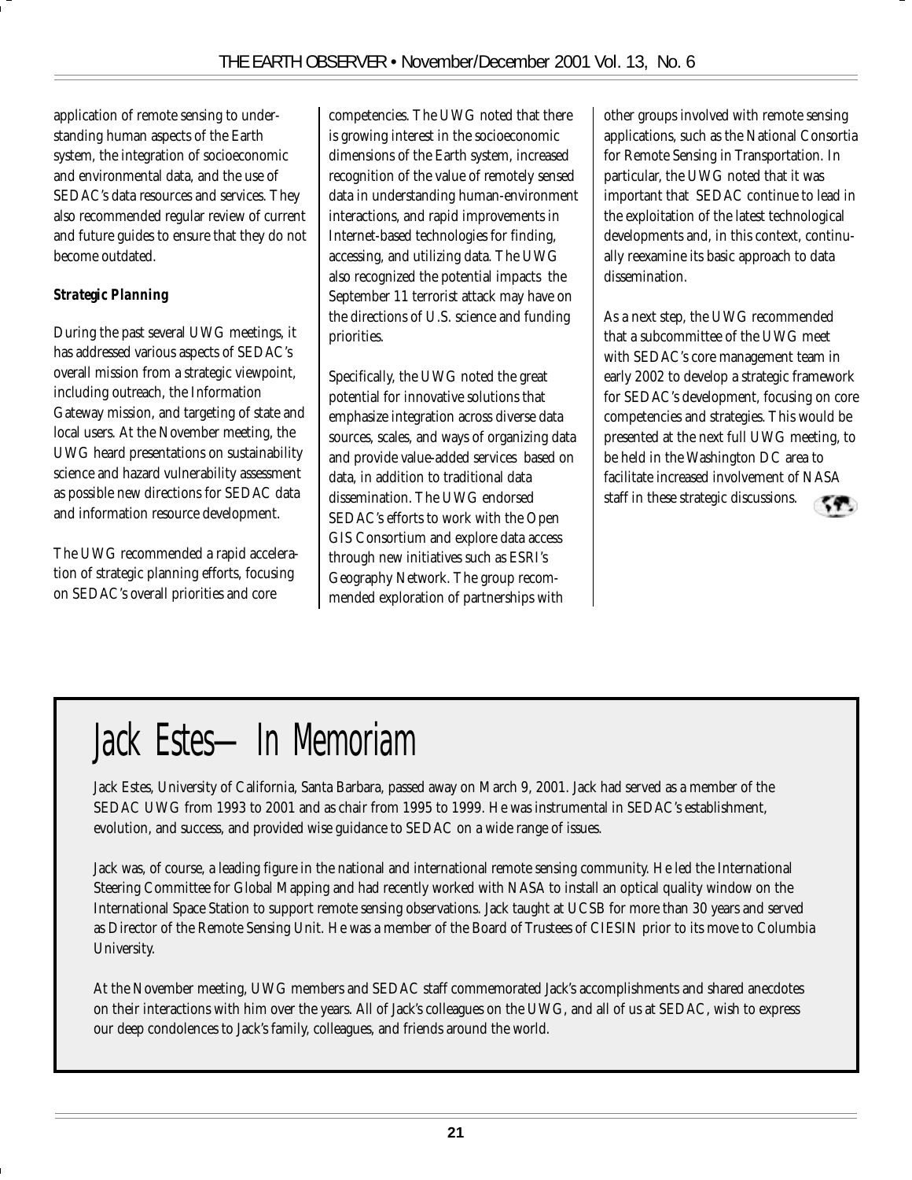application of remote sensing to understanding human aspects of the Earth system, the integration of socioeconomic and environmental data, and the use of SEDAC's data resources and services. They also recommended regular review of current and future guides to ensure that they do not become outdated.

***Strategic Planning***

During the past several UWG meetings, it has addressed various aspects of SEDAC's overall mission from a strategic viewpoint, including outreach, the Information Gateway mission, and targeting of state and local users. At the November meeting, the UWG heard presentations on sustainability science and hazard vulnerability assessment as possible new directions for SEDAC data and information resource development.

The UWG recommended a rapid acceleration of strategic planning efforts, focusing on SEDAC's overall priorities and core competencies. The UWG noted that there is growing interest in the socioeconomic dimensions of the Earth system, increased recognition of the value of remotely sensed data in understanding human-environment interactions, and rapid improvements in Internet-based technologies for finding, accessing, and utilizing data. The UWG also recognized the potential impacts the September 11 terrorist attack may have on the directions of U.S. science and funding priorities.

Specifically, the UWG noted the great potential for innovative solutions that emphasize integration across diverse data sources, scales, and ways of organizing data and provide value-added services based on data, in addition to traditional data dissemination. The UWG endorsed SEDAC's efforts to work with the Open GIS Consortium and explore data access through new initiatives such as ESRI's Geography Network. The group recommended exploration of partnerships with other groups involved with remote sensing applications, such as the National Consortia for Remote Sensing in Transportation. In particular, the UWG noted that it was important that SEDAC continue to lead in the exploitation of the latest technological developments and, in this context, continually reexamine its basic approach to data dissemination.

As a next step, the UWG recommended that a subcommittee of the UWG meet with SEDAC's core management team in early 2002 to develop a strategic framework for SEDAC's development, focusing on core competencies and strategies. This would be presented at the next full UWG meeting, to be held in the Washington DC area to facilitate increased involvement of NASA staff in these strategic discussions.

# Jack Estes—In Memoriam

Jack Estes, University of California, Santa Barbara, passed away on March 9, 2001. Jack had served as a member of the SEDAC UWG from 1993 to 2001 and as chair from 1995 to 1999. He was instrumental in SEDAC's establishment, evolution, and success, and provided wise guidance to SEDAC on a wide range of issues.

Jack was, of course, a leading figure in the national and international remote sensing community. He led the International Steering Committee for Global Mapping and had recently worked with NASA to install an optical quality window on the International Space Station to support remote sensing observations. Jack taught at UCSB for more than 30 years and served as Director of the Remote Sensing Unit. He was a member of the Board of Trustees of CIESIN prior to its move to Columbia University.

At the November meeting, UWG members and SEDAC staff commemorated Jack's accomplishments and shared anecdotes on their interactions with him over the years. All of Jack's colleagues on the UWG, and all of us at SEDAC, wish to express our deep condolences to Jack's family, colleagues, and friends around the world.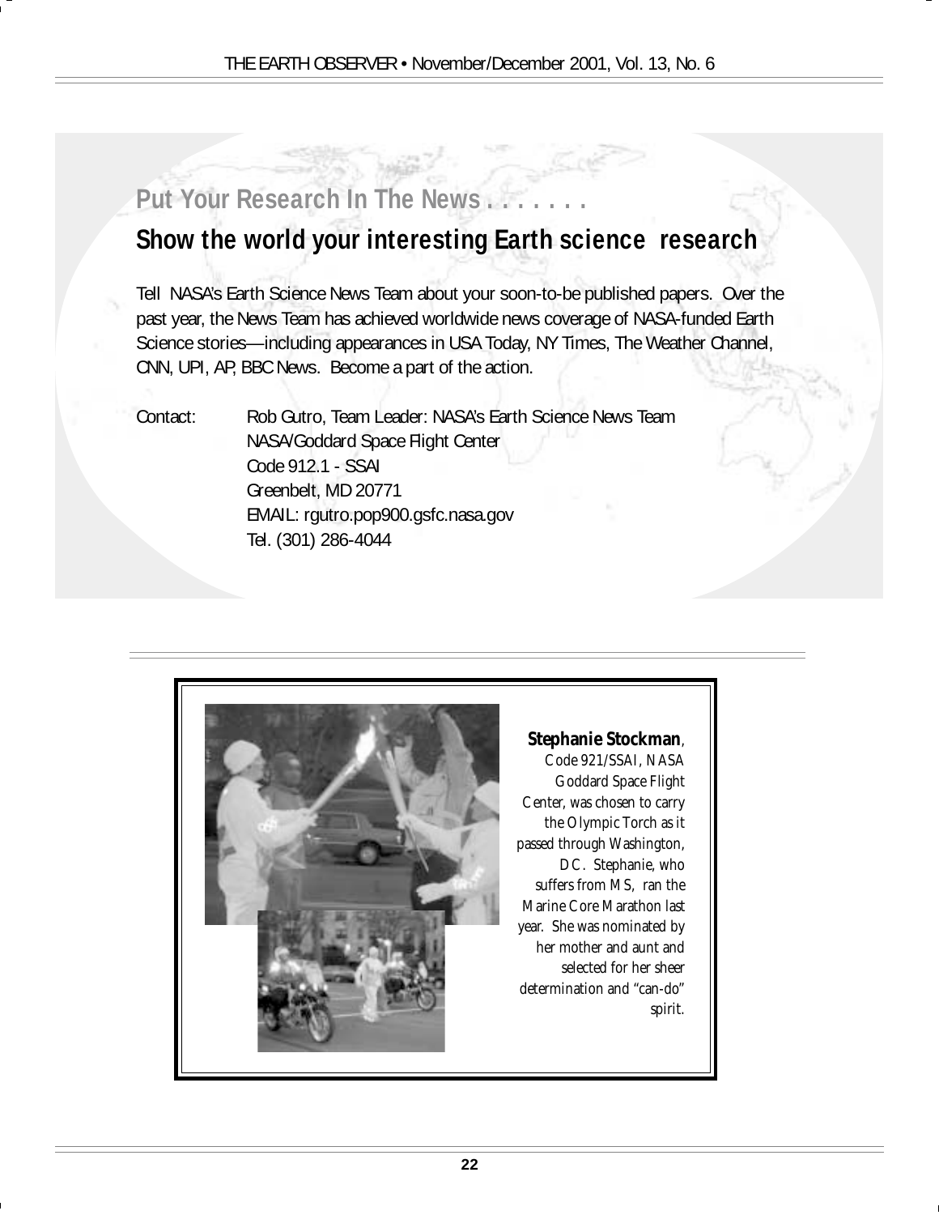## Put Your Research In The News . . . . . . .

## Show the world your interesting Earth science research

Tell NASA's Earth Science News Team about your soon-to-be published papers. Over the past year, the News Team has achieved worldwide news coverage of NASA-funded Earth Science stories—including appearances in USA Today, NY Times, The Weather Channel, CNN, UPI, AP, BBC News. Become a part of the action.

Contact: Rob Gutro, Team Leader: NASA's Earth Science News Team
NASA/Goddard Space Flight Center
Code 912.1 - SSAI
Greenbelt, MD 20771
EMAIL: rgutro.pop900.gsfc.nasa.gov
Tel. (301) 286-4044

---

**Stephanie Stockman**, Code 921/SSAI, NASA Goddard Space Flight Center, was chosen to carry the Olympic Torch as it passed through Washington, DC. Stephanie, who suffers from MS, ran the Marine Core Marathon last year. She was nominated by her mother and aunt and selected for her sheer determination and "can-do" spirit.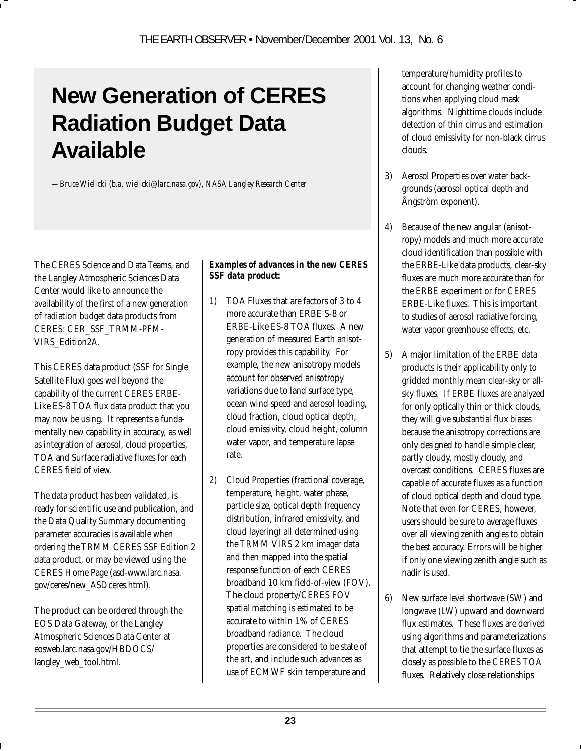# New Generation of CERES Radiation Budget Data Available

*— Bruce Wielicki (b.a. wielicki@larc.nasa.gov), NASA Langley Research Center*

The CERES Science and Data Teams, and the Langley Atmospheric Sciences Data Center would like to announce the availability of the first of a new generation of radiation budget data products from CERES: CER_SSF_TRMM-PFM-VIRS_Edition2A.

This CERES data product (SSF for Single Satellite Flux) goes well beyond the capability of the current CERES ERBE-Like ES-8 TOA flux data product that you may now be using. It represents a fundamentally new capability in accuracy, as well as integration of aerosol, cloud properties, TOA and Surface radiative fluxes for each CERES field of view.

The data product has been validated, is ready for scientific use and publication, and the Data Quality Summary documenting parameter accuracies is available when ordering the TRMM CERES SSF Edition 2 data product, or may be viewed using the CERES Home Page (asd-www.larc.nasa.gov/ceres/new_ASDceres.html).

The product can be ordered through the EOS Data Gateway, or the Langley Atmospheric Sciences Data Center at eosweb.larc.nasa.gov/HBDOCS/langley_web_tool.html.

***Examples of advances in the new CERES SSF data product:***

1) TOA Fluxes that are factors of 3 to 4 more accurate than ERBE S-8 or ERBE-Like ES-8 TOA fluxes. A new generation of measured Earth anisotropy provides this capability. For example, the new anisotropy models account for observed anisotropy variations due to land surface type, ocean wind speed and aerosol loading, cloud fraction, cloud optical depth, cloud emissivity, cloud height, column water vapor, and temperature lapse rate.

2) Cloud Properties (fractional coverage, temperature, height, water phase, particle size, optical depth frequency distribution, infrared emissivity, and cloud layering) all determined using the TRMM VIRS 2 km imager data and then mapped into the spatial response function of each CERES broadband 10 km field-of-view (FOV). The cloud property/CERES FOV spatial matching is estimated to be accurate to within 1% of CERES broadband radiance. The cloud properties are considered to be state of the art, and include such advances as use of ECMWF skin temperature and temperature/humidity profiles to account for changing weather conditions when applying cloud mask algorithms. Nighttime clouds include detection of thin cirrus and estimation of cloud emissivity for non-black cirrus clouds.

3) Aerosol Properties over water backgrounds (aerosol optical depth and Ångström exponent).

4) Because of the new angular (anisotropy) models and much more accurate cloud identification than possible with the ERBE-Like data products, clear-sky fluxes are much more accurate than for the ERBE experiment or for CERES ERBE-Like fluxes. This is important to studies of aerosol radiative forcing, water vapor greenhouse effects, etc.

5) A major limitation of the ERBE data products is their applicability only to gridded monthly mean clear-sky or all-sky fluxes. If ERBE fluxes are analyzed for only optically thin or thick clouds, they will give substantial flux biases because the anisotropy corrections are only designed to handle simple clear, partly cloudy, mostly cloudy, and overcast conditions. CERES fluxes are capable of accurate fluxes as a function of cloud optical depth and cloud type. Note that even for CERES, however, users should be sure to average fluxes over all viewing zenith angles to obtain the best accuracy. Errors will be higher if only one viewing zenith angle such as nadir is used.

6) New surface level shortwave (SW) and longwave (LW) upward and downward flux estimates. These fluxes are derived using algorithms and parameterizations that attempt to tie the surface fluxes as closely as possible to the CERES TOA fluxes. Relatively close relationships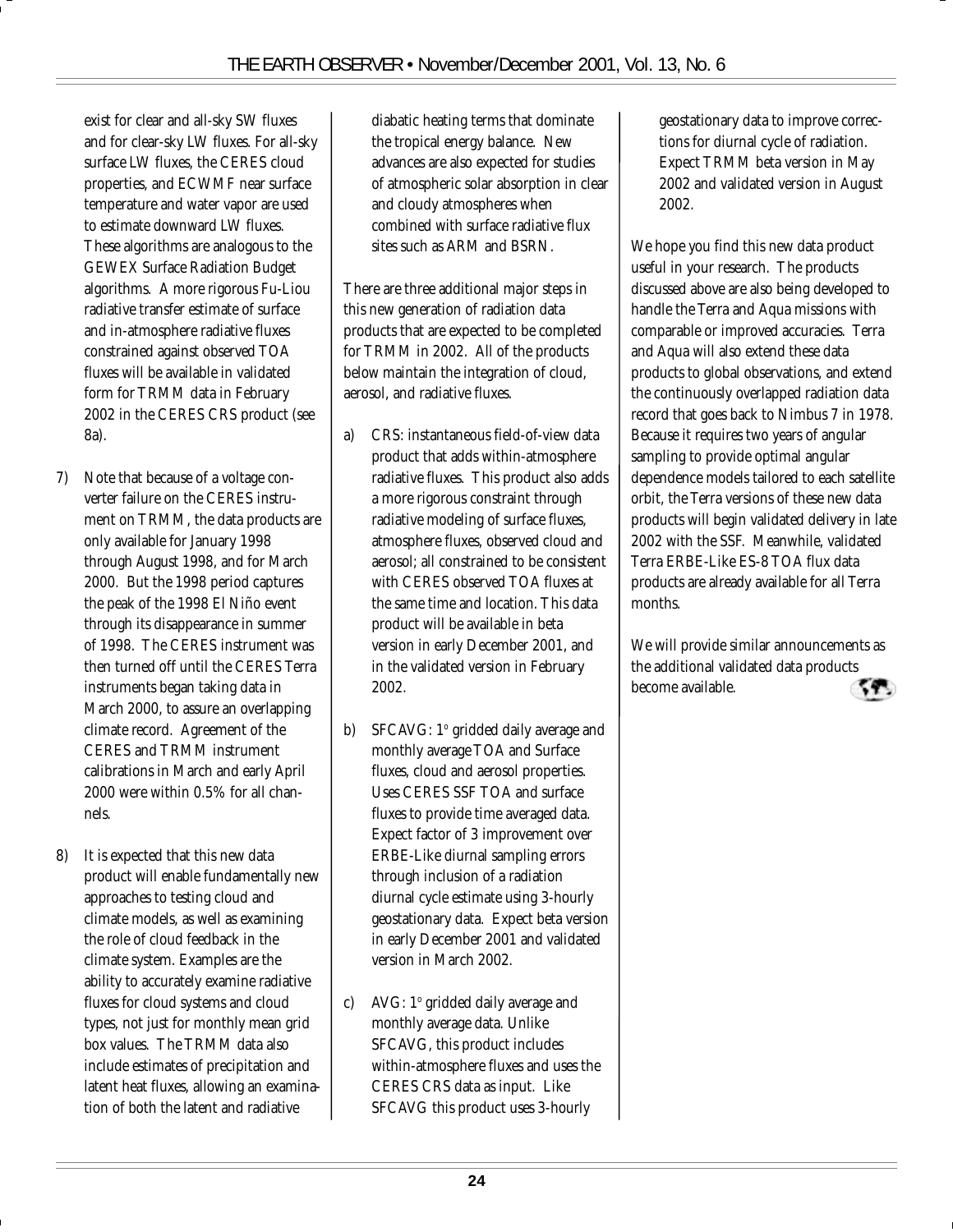exist for clear and all-sky SW fluxes and for clear-sky LW fluxes. For all-sky surface LW fluxes, the CERES cloud properties, and ECWMF near surface temperature and water vapor are used to estimate downward LW fluxes. These algorithms are analogous to the GEWEX Surface Radiation Budget algorithms. A more rigorous Fu-Liou radiative transfer estimate of surface and in-atmosphere radiative fluxes constrained against observed TOA fluxes will be available in validated form for TRMM data in February 2002 in the CERES CRS product (see 8a).

7) Note that because of a voltage converter failure on the CERES instrument on TRMM, the data products are only available for January 1998 through August 1998, and for March 2000. But the 1998 period captures the peak of the 1998 El Niño event through its disappearance in summer of 1998. The CERES instrument was then turned off until the CERES Terra instruments began taking data in March 2000, to assure an overlapping climate record. Agreement of the CERES and TRMM instrument calibrations in March and early April 2000 were within 0.5% for all channels.

8) It is expected that this new data product will enable fundamentally new approaches to testing cloud and climate models, as well as examining the role of cloud feedback in the climate system. Examples are the ability to accurately examine radiative fluxes for cloud systems and cloud types, not just for monthly mean grid box values. The TRMM data also include estimates of precipitation and latent heat fluxes, allowing an examination of both the latent and radiative diabatic heating terms that dominate the tropical energy balance. New advances are also expected for studies of atmospheric solar absorption in clear and cloudy atmospheres when combined with surface radiative flux sites such as ARM and BSRN.

There are three additional major steps in this new generation of radiation data products that are expected to be completed for TRMM in 2002. All of the products below maintain the integration of cloud, aerosol, and radiative fluxes.

a) CRS: instantaneous field-of-view data product that adds within-atmosphere radiative fluxes. This product also adds a more rigorous constraint through radiative modeling of surface fluxes, atmosphere fluxes, observed cloud and aerosol; all constrained to be consistent with CERES observed TOA fluxes at the same time and location. This data product will be available in beta version in early December 2001, and in the validated version in February 2002.

b) SFCAVG: 1° gridded daily average and monthly average TOA and Surface fluxes, cloud and aerosol properties. Uses CERES SSF TOA and surface fluxes to provide time averaged data. Expect factor of 3 improvement over ERBE-Like diurnal sampling errors through inclusion of a radiation diurnal cycle estimate using 3-hourly geostationary data. Expect beta version in early December 2001 and validated version in March 2002.

c) AVG: 1° gridded daily average and monthly average data. Unlike SFCAVG, this product includes within-atmosphere fluxes and uses the CERES CRS data as input. Like SFCAVG this product uses 3-hourly geostationary data to improve corrections for diurnal cycle of radiation. Expect TRMM beta version in May 2002 and validated version in August 2002.

We hope you find this new data product useful in your research. The products discussed above are also being developed to handle the Terra and Aqua missions with comparable or improved accuracies. Terra and Aqua will also extend these data products to global observations, and extend the continuously overlapped radiation data record that goes back to Nimbus 7 in 1978. Because it requires two years of angular sampling to provide optimal angular dependence models tailored to each satellite orbit, the Terra versions of these new data products will begin validated delivery in late 2002 with the SSF. Meanwhile, validated Terra ERBE-Like ES-8 TOA flux data products are already available for all Terra months.

We will provide similar announcements as the additional validated data products become available.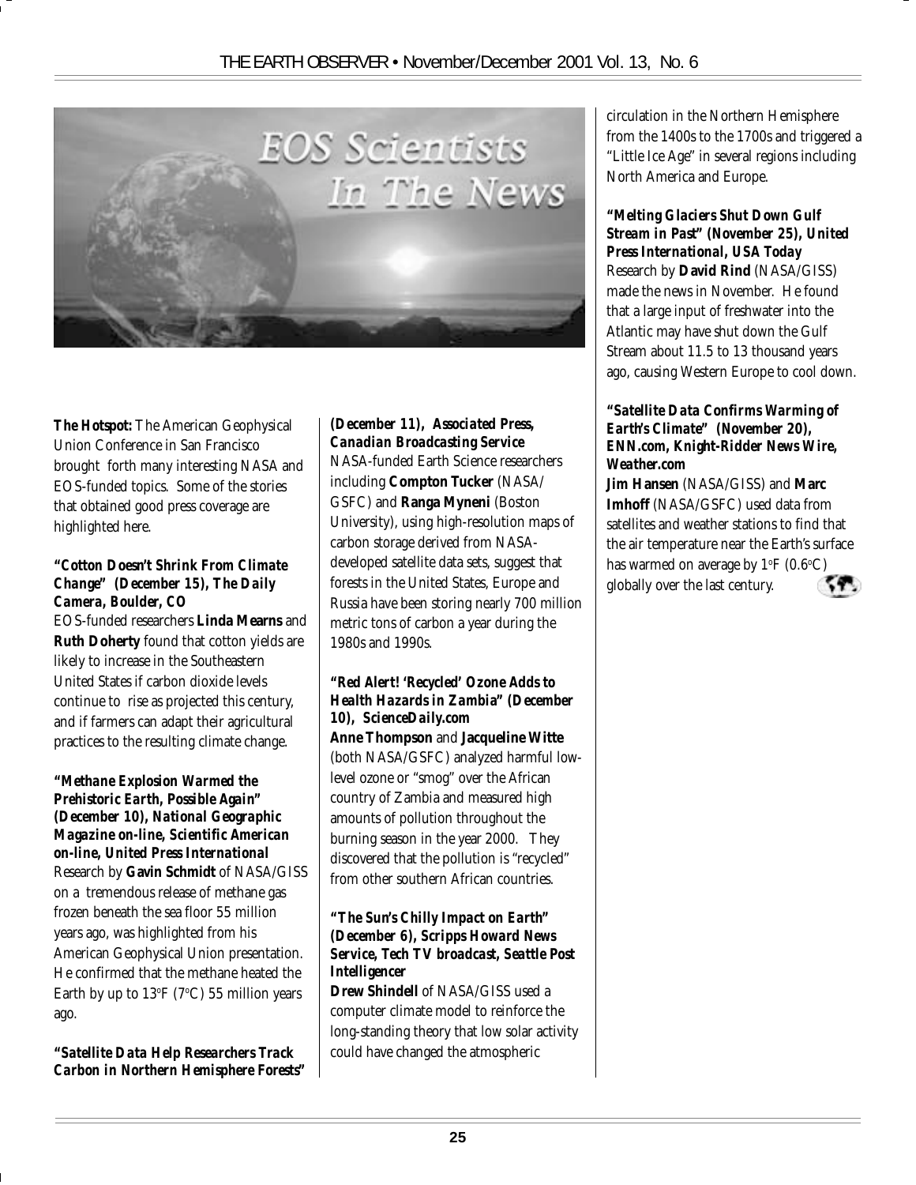# EOS Scientists In The News

**The Hotspot:** The American Geophysical Union Conference in San Francisco brought forth many interesting NASA and EOS-funded topics. Some of the stories that obtained good press coverage are highlighted here.

***"Cotton Doesn't Shrink From Climate Change" (December 15), The Daily Camera, Boulder, CO***

EOS-funded researchers **Linda Mearns** and **Ruth Doherty** found that cotton yields are likely to increase in the Southeastern United States if carbon dioxide levels continue to rise as projected this century, and if farmers can adapt their agricultural practices to the resulting climate change.

***"Methane Explosion Warmed the Prehistoric Earth, Possible Again" (December 10), National Geographic Magazine on-line, Scientific American on-line, United Press International***

Research by **Gavin Schmidt** of NASA/GISS on a tremendous release of methane gas frozen beneath the sea floor 55 million years ago, was highlighted from his American Geophysical Union presentation. He confirmed that the methane heated the Earth by up to 13°F (7°C) 55 million years ago.

***"Satellite Data Help Researchers Track Carbon in Northern Hemisphere Forests" (December 11), Associated Press, Canadian Broadcasting Service***

NASA-funded Earth Science researchers including **Compton Tucker** (NASA/GSFC) and **Ranga Myneni** (Boston University), using high-resolution maps of carbon storage derived from NASA-developed satellite data sets, suggest that forests in the United States, Europe and Russia have been storing nearly 700 million metric tons of carbon a year during the 1980s and 1990s.

***"Red Alert! 'Recycled' Ozone Adds to Health Hazards in Zambia" (December 10), ScienceDaily.com***

**Anne Thompson** and **Jacqueline Witte** (both NASA/GSFC) analyzed harmful low-level ozone or "smog" over the African country of Zambia and measured high amounts of pollution throughout the burning season in the year 2000. They discovered that the pollution is "recycled" from other southern African countries.

***"The Sun's Chilly Impact on Earth" (December 6), Scripps Howard News Service, Tech TV broadcast, Seattle Post Intelligencer***

**Drew Shindell** of NASA/GISS used a computer climate model to reinforce the long-standing theory that low solar activity could have changed the atmospheric circulation in the Northern Hemisphere from the 1400s to the 1700s and triggered a "Little Ice Age" in several regions including North America and Europe.

***"Melting Glaciers Shut Down Gulf Stream in Past" (November 25), United Press International, USA Today***

Research by **David Rind** (NASA/GISS) made the news in November. He found that a large input of freshwater into the Atlantic may have shut down the Gulf Stream about 11.5 to 13 thousand years ago, causing Western Europe to cool down.

***"Satellite Data Confirms Warming of Earth's Climate" (November 20), ENN.com, Knight-Ridder News Wire, Weather.com***

**Jim Hansen** (NASA/GISS) and **Marc Imhoff** (NASA/GSFC) used data from satellites and weather stations to find that the air temperature near the Earth's surface has warmed on average by 1°F (0.6°C) globally over the last century.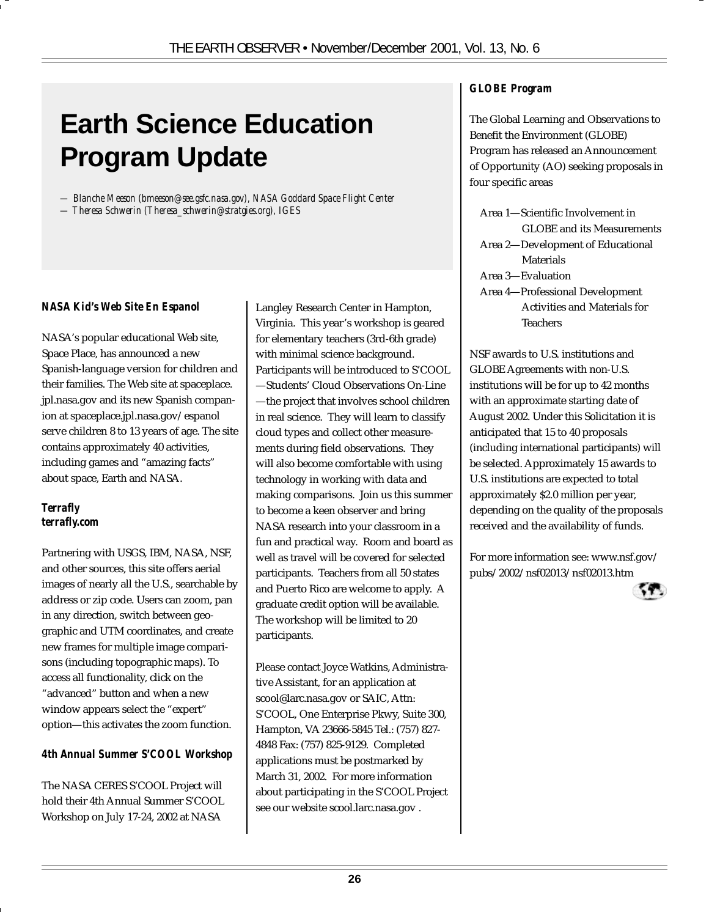# Earth Science Education Program Update

*— Blanche Meeson (bmeeson@see.gsfc.nasa.gov), NASA Goddard Space Flight Center*
*— Theresa Schwerin (Theresa_schwerin@stratgies.org), IGES*

### NASA Kid's Web Site En Espanol

NASA's popular educational Web site, Space Place, has announced a new Spanish-language version for children and their families. The Web site at spaceplace.jpl.nasa.gov and its new Spanish companion at spaceplace.jpl.nasa.gov/espanol serve children 8 to 13 years of age. The site contains approximately 40 activities, including games and "amazing facts" about space, Earth and NASA.

### Terrafly
### terrafly.com

Partnering with USGS, IBM, NASA, NSF, and other sources, this site offers aerial images of nearly all the U.S., searchable by address or zip code. Users can zoom, pan in any direction, switch between geographic and UTM coordinates, and create new frames for multiple image comparisons (including topographic maps). To access all functionality, click on the "advanced" button and when a new window appears select the "expert" option—this activates the zoom function.

### 4th Annual Summer S'COOL Workshop

The NASA CERES S'COOL Project will hold their 4th Annual Summer S'COOL Workshop on July 17-24, 2002 at NASA Langley Research Center in Hampton, Virginia. This year's workshop is geared for elementary teachers (3rd-6th grade) with minimal science background. Participants will be introduced to S'COOL—Students' Cloud Observations On-Line—the project that involves school children in real science. They will learn to classify cloud types and collect other measurements during field observations. They will also become comfortable with using technology in working with data and making comparisons. Join us this summer to become a keen observer and bring NASA research into your classroom in a fun and practical way. Room and board as well as travel will be covered for selected participants. Teachers from all 50 states and Puerto Rico are welcome to apply. A graduate credit option will be available. The workshop will be limited to 20 participants.

Please contact Joyce Watkins, Administrative Assistant, for an application at scool@larc.nasa.gov or SAIC, Attn: S'COOL, One Enterprise Pkwy, Suite 300, Hampton, VA 23666-5845 Tel.: (757) 827-4848 Fax: (757) 825-9129. Completed applications must be postmarked by March 31, 2002. For more information about participating in the S'COOL Project see our website scool.larc.nasa.gov .

### GLOBE Program

The Global Learning and Observations to Benefit the Environment (GLOBE) Program has released an Announcement of Opportunity (AO) seeking proposals in four specific areas

- Area 1—Scientific Involvement in GLOBE and its Measurements
- Area 2—Development of Educational Materials
- Area 3—Evaluation
- Area 4—Professional Development Activities and Materials for Teachers

NSF awards to U.S. institutions and GLOBE Agreements with non-U.S. institutions will be for up to 42 months with an approximate starting date of August 2002. Under this Solicitation it is anticipated that 15 to 40 proposals (including international participants) will be selected. Approximately 15 awards to U.S. institutions are expected to total approximately $2.0 million per year, depending on the quality of the proposals received and the availability of funds.

For more information see: www.nsf.gov/pubs/2002/nsf02013/nsf02013.htm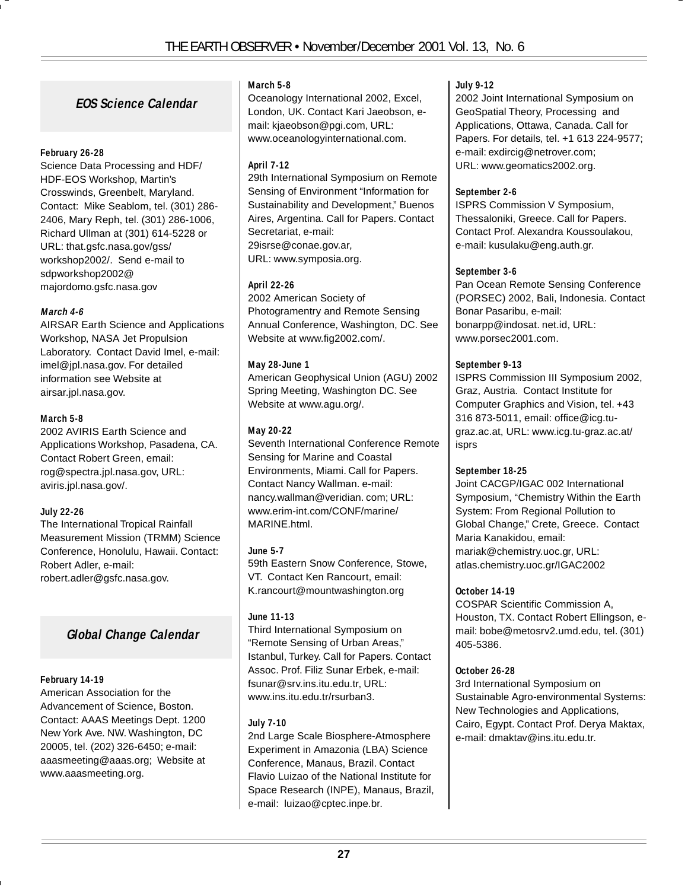## *EOS Science Calendar*

**February 26-28**
Science Data Processing and HDF/HDF-EOS Workshop, Martin's Crosswinds, Greenbelt, Maryland. Contact: Mike Seablom, tel. (301) 286-2406, Mary Reph, tel. (301) 286-1006, Richard Ullman at (301) 614-5228 or URL: that.gsfc.nasa.gov/gss/workshop2002/. Send e-mail to sdpworkshop2002@majordomo.gsfc.nasa.gov

***March 4-6***
AIRSAR Earth Science and Applications Workshop, NASA Jet Propulsion Laboratory. Contact David Imel, e-mail: imel@jpl.nasa.gov. For detailed information see Website at airsar.jpl.nasa.gov.

**March 5-8**
2002 AVIRIS Earth Science and Applications Workshop, Pasadena, CA. Contact Robert Green, email: rog@spectra.jpl.nasa.gov, URL: aviris.jpl.nasa.gov/.

**July 22-26**
The International Tropical Rainfall Measurement Mission (TRMM) Science Conference, Honolulu, Hawaii. Contact: Robert Adler, e-mail: robert.adler@gsfc.nasa.gov.

## *Global Change Calendar*

**February 14-19**
American Association for the Advancement of Science, Boston. Contact: AAAS Meetings Dept. 1200 New York Ave. NW. Washington, DC 20005, tel. (202) 326-6450; e-mail: aaasmeeting@aaas.org; Website at www.aaasmeeting.org.

**March 5-8**
Oceanology International 2002, Excel, London, UK. Contact Kari Jaeobson, e-mail: kjaeobson@pgi.com, URL: www.oceanologyinternational.com.

**April 7-12**
29th International Symposium on Remote Sensing of Environment "Information for Sustainability and Development," Buenos Aires, Argentina. Call for Papers. Contact Secretariat, e-mail: 29isrse@conae.gov.ar, URL: www.symposia.org.

**April 22-26**
2002 American Society of Photogramentry and Remote Sensing Annual Conference, Washington, DC. See Website at www.fig2002.com/.

**May 28-June 1**
American Geophysical Union (AGU) 2002 Spring Meeting, Washington DC. See Website at www.agu.org/.

**May 20-22**
Seventh International Conference Remote Sensing for Marine and Coastal Environments, Miami. Call for Papers. Contact Nancy Wallman. e-mail: nancy.wallman@veridian. com; URL: www.erim-int.com/CONF/marine/MARINE.html.

**June 5-7**
59th Eastern Snow Conference, Stowe, VT. Contact Ken Rancourt, email: K.rancourt@mountwashington.org

**June 11-13**
Third International Symposium on "Remote Sensing of Urban Areas," Istanbul, Turkey. Call for Papers. Contact Assoc. Prof. Filiz Sunar Erbek, e-mail: fsunar@srv.ins.itu.edu.tr, URL: www.ins.itu.edu.tr/rsurban3.

**July 7-10**
2nd Large Scale Biosphere-Atmosphere Experiment in Amazonia (LBA) Science Conference, Manaus, Brazil. Contact Flavio Luizao of the National Institute for Space Research (INPE), Manaus, Brazil, e-mail: luizao@cptec.inpe.br.

**July 9-12**
2002 Joint International Symposium on GeoSpatial Theory, Processing and Applications, Ottawa, Canada. Call for Papers. For details, tel. +1 613 224-9577; e-mail: exdircig@netrover.com; URL: www.geomatics2002.org.

**September 2-6**
ISPRS Commission V Symposium, Thessaloniki, Greece. Call for Papers. Contact Prof. Alexandra Koussoulakou, e-mail: kusulaku@eng.auth.gr.

**September 3-6**
Pan Ocean Remote Sensing Conference (PORSEC) 2002, Bali, Indonesia. Contact Bonar Pasaribu, e-mail: bonarpp@indosat. net.id, URL: www.porsec2001.com.

**September 9-13**
ISPRS Commission III Symposium 2002, Graz, Austria. Contact Institute for Computer Graphics and Vision, tel. +43 316 873-5011, email: office@icg.tu-graz.ac.at, URL: www.icg.tu-graz.ac.at/isprs

**September 18-25**
Joint CACGP/IGAC 002 International Symposium, "Chemistry Within the Earth System: From Regional Pollution to Global Change," Crete, Greece. Contact Maria Kanakidou, email: mariak@chemistry.uoc.gr, URL: atlas.chemistry.uoc.gr/IGAC2002

**October 14-19**
COSPAR Scientific Commission A, Houston, TX. Contact Robert Ellingson, e-mail: bobe@metosrv2.umd.edu, tel. (301) 405-5386.

**October 26-28**
3rd International Symposium on Sustainable Agro-environmental Systems: New Technologies and Applications, Cairo, Egypt. Contact Prof. Derya Maktax, e-mail: dmaktav@ins.itu.edu.tr.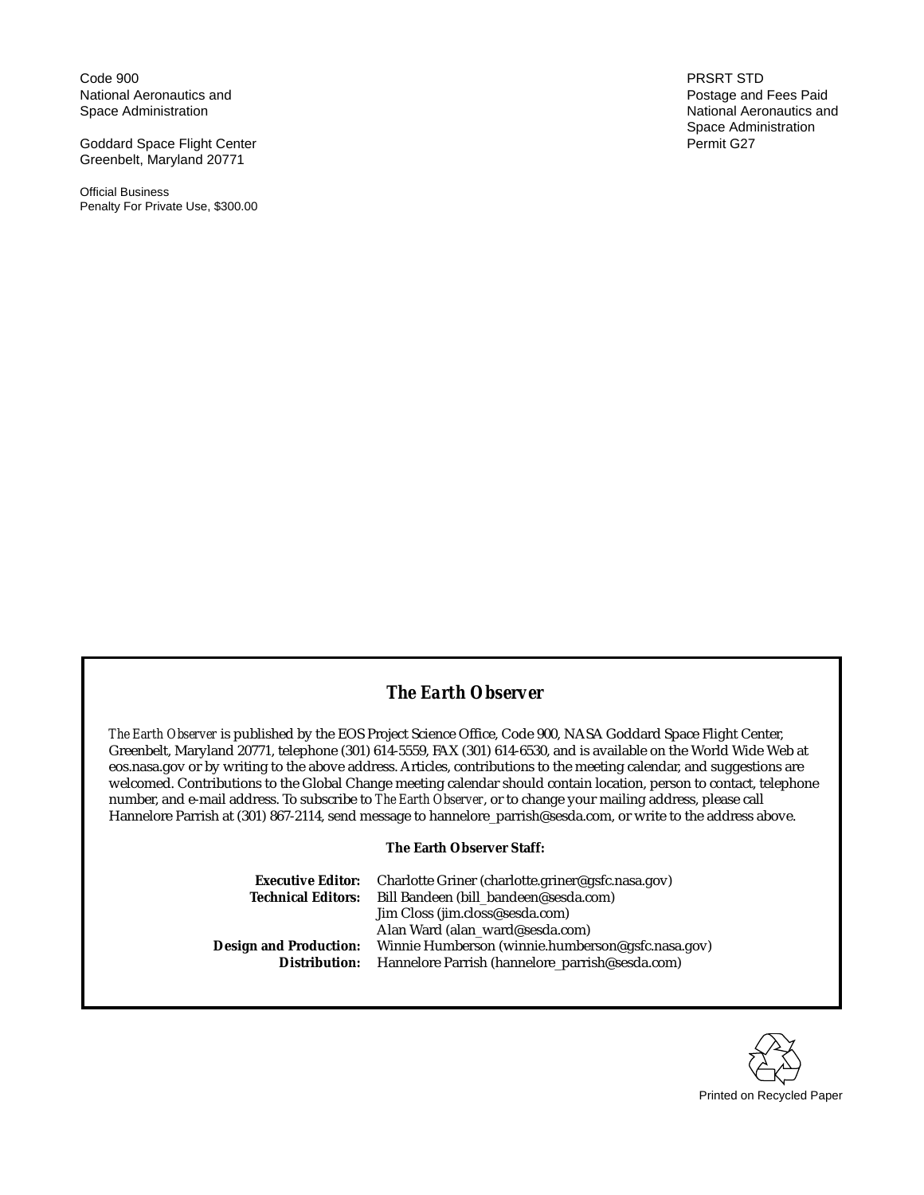Code 900
National Aeronautics and
Space Administration

Goddard Space Flight Center
Greenbelt, Maryland 20771

Official Business
Penalty For Private Use, $300.00

PRSRT STD
Postage and Fees Paid
National Aeronautics and
Space Administration
Permit G27

## *The Earth Observer*

*The Earth Observer* is published by the EOS Project Science Office, Code 900, NASA Goddard Space Flight Center, Greenbelt, Maryland 20771, telephone (301) 614-5559, FAX (301) 614-6530, and is available on the World Wide Web at eos.nasa.gov or by writing to the above address. Articles, contributions to the meeting calendar, and suggestions are welcomed. Contributions to the Global Change meeting calendar should contain location, person to contact, telephone number, and e-mail address. To subscribe to *The Earth Observer*, or to change your mailing address, please call Hannelore Parrish at (301) 867-2114, send message to hannelore_parrish@sesda.com, or write to the address above.

**The Earth Observer Staff:**

| | |
|---|---|
| **Executive Editor:** | Charlotte Griner (charlotte.griner@gsfc.nasa.gov) |
| **Technical Editors:** | Bill Bandeen (bill_bandeen@sesda.com) |
| | Jim Closs (jim.closs@sesda.com) |
| | Alan Ward (alan_ward@sesda.com) |
| **Design and Production:** | Winnie Humberson (winnie.humberson@gsfc.nasa.gov) |
| **Distribution:** | Hannelore Parrish (hannelore_parrish@sesda.com) |

Printed on Recycled Paper